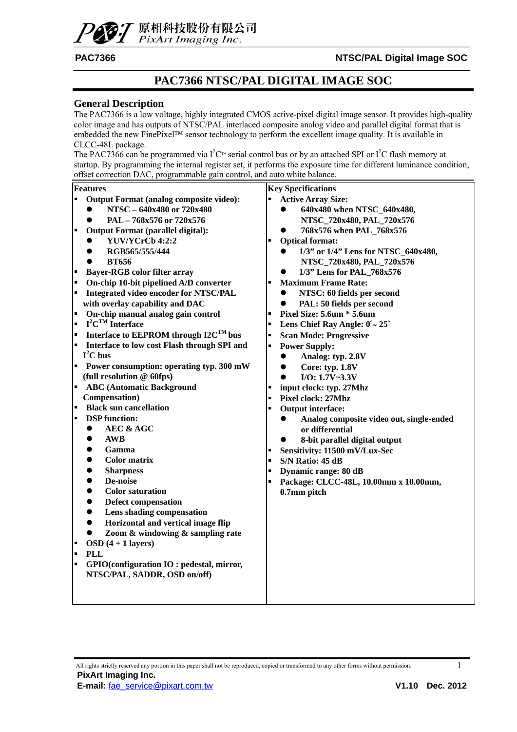# PAC7366 NTSC/PAL DIGITAL IMAGE SOC

## General Description

The PAC7366 is a low voltage, highly integrated CMOS active-pixel digital image sensor. It provides high-quality color image and has outputs of NTSC/PAL interlaced composite analog video and parallel digital format that is embedded the new FinePixel™ sensor technology to perform the excellent image quality. It is available in CLCC-48L package.

The PAC7366 can be programmed via I²C™ serial control bus or by an attached SPI or I²C flash memory at startup. By programming the internal register set, it performs the exposure time for different luminance condition, offset correction DAC, programmable gain control, and auto white balance.

| Features | Key Specifications |
|---|---|
| ▪ **Output Format (analog composite video):**<br>● **NTSC – 640x480 or 720x480**<br>● **PAL – 768x576 or 720x576**<br>▪ **Output Format (parallel digital):**<br>● **YUV/YCrCb 4:2:2**<br>● **RGB565/555/444**<br>● **BT656**<br>▪ **Bayer-RGB color filter array**<br>▪ **On-chip 10-bit pipelined A/D converter**<br>▪ **Integrated video encoder for NTSC/PAL with overlay capability and DAC**<br>▪ **On-chip manual analog gain control**<br>▪ **I²C™ Interface**<br>▪ **Interface to EEPROM through I2C™ bus**<br>▪ **Interface to low cost Flash through SPI and I²C bus**<br>▪ **Power consumption: operating typ. 300 mW (full resolution @ 60fps)**<br>▪ **ABC (Automatic Background Compensation)**<br>▪ **Black sun cancellation**<br>▪ **DSP function:**<br>● **AEC & AGC**<br>● **AWB**<br>● **Gamma**<br>● **Color matrix**<br>● **Sharpness**<br>● **De-noise**<br>● **Color saturation**<br>● **Defect compensation**<br>● **Lens shading compensation**<br>● **Horizontal and vertical image flip**<br>● **Zoom & windowing & sampling rate**<br>▪ **OSD (4 + 1 layers)**<br>▪ **PLL**<br>▪ **GPIO(configuration IO : pedestal, mirror, NTSC/PAL, SADDR, OSD on/off)** | ▪ **Active Array Size:**<br>● **640x480 when NTSC_640x480, NTSC_720x480, PAL_720x576**<br>● **768x576 when PAL_768x576**<br>▪ **Optical format:**<br>● **1/3" or 1/4" Lens for NTSC_640x480, NTSC_720x480, PAL_720x576**<br>● **1/3" Lens for PAL_768x576**<br>▪ **Maximum Frame Rate:**<br>● **NTSC: 60 fields per second**<br>● **PAL: 50 fields per second**<br>▪ **Pixel Size: 5.6um * 5.6um**<br>▪ **Lens Chief Ray Angle: 0˚~ 25˚**<br>▪ **Scan Mode: Progressive**<br>▪ **Power Supply:**<br>● **Analog: typ. 2.8V**<br>● **Core: typ. 1.8V**<br>● **I/O: 1.7V~3.3V**<br>▪ **input clock: typ. 27Mhz**<br>▪ **Pixel clock: 27Mhz**<br>▪ **Output interface:**<br>● **Analog composite video out, single-ended or differential**<br>● **8-bit parallel digital output**<br>▪ **Sensitivity: 11500 mV/Lux-Sec**<br>▪ **S/N Ratio: 45 dB**<br>▪ **Dynamic range: 80 dB**<br>▪ **Package: CLCC-48L, 10.00mm x 10.00mm, 0.7mm pitch** |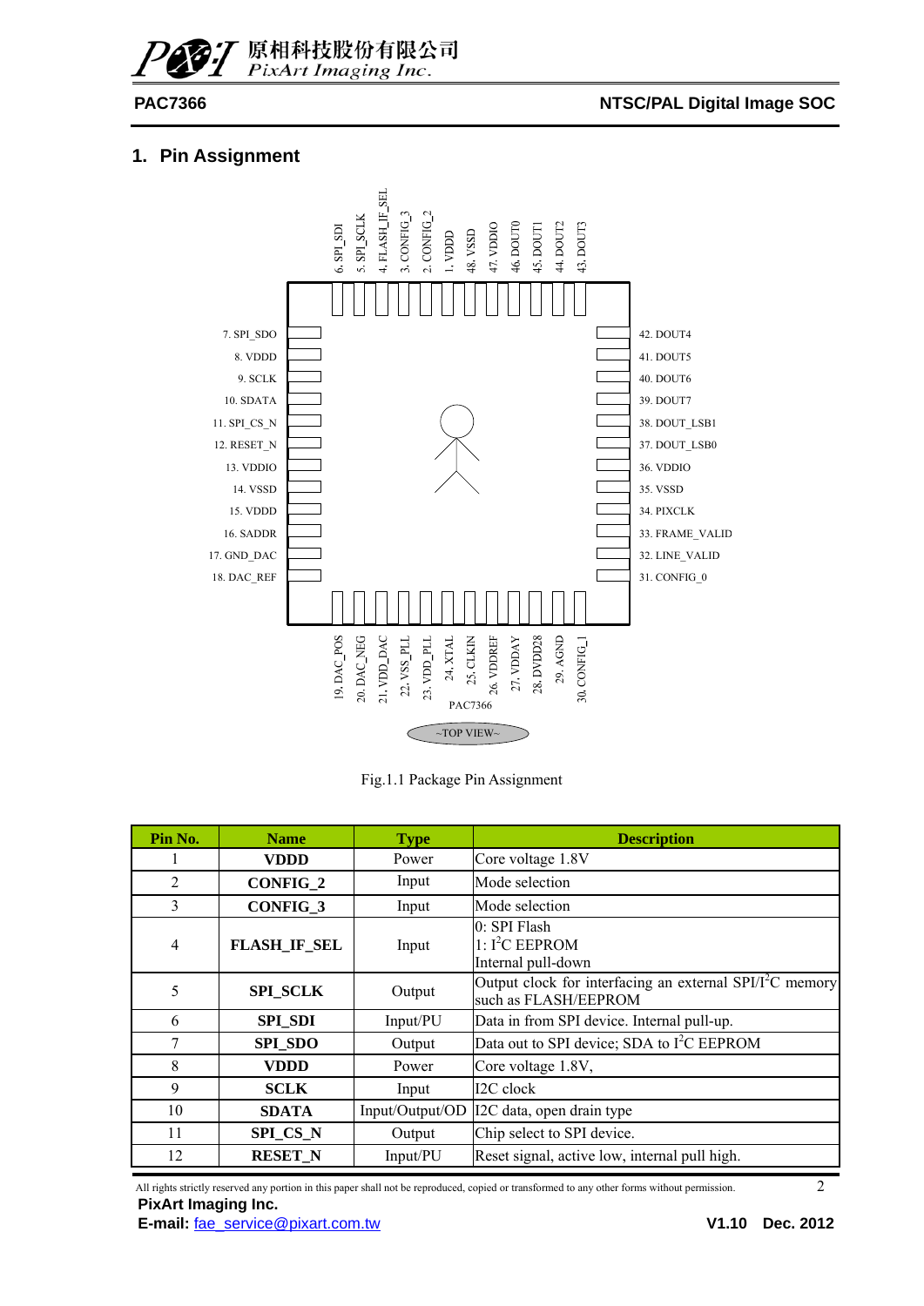## 1. Pin Assignment

Fig.1.1 Package Pin Assignment

| Pin No. | Name | Type | Description |
|---|---|---|---|
| 1 | **VDDD** | Power | Core voltage 1.8V |
| 2 | **CONFIG_2** | Input | Mode selection |
| 3 | **CONFIG_3** | Input | Mode selection |
| 4 | **FLASH_IF_SEL** | Input | 0: SPI Flash<br>1: I$^2$C EEPROM<br>Internal pull-down |
| 5 | **SPI_SCLK** | Output | Output clock for interfacing an external SPI/I$^2$C memory such as FLASH/EEPROM |
| 6 | **SPI_SDI** | Input/PU | Data in from SPI device. Internal pull-up. |
| 7 | **SPI_SDO** | Output | Data out to SPI device; SDA to I$^2$C EEPROM |
| 8 | **VDDD** | Power | Core voltage 1.8V, |
| 9 | **SCLK** | Input | I2C clock |
| 10 | **SDATA** | Input/Output/OD | I2C data, open drain type |
| 11 | **SPI_CS_N** | Output | Chip select to SPI device. |
| 12 | **RESET_N** | Input/PU | Reset signal, active low, internal pull high. |

All rights strictly reserved any portion in this paper shall not be reproduced, copied or transformed to any other forms without permission.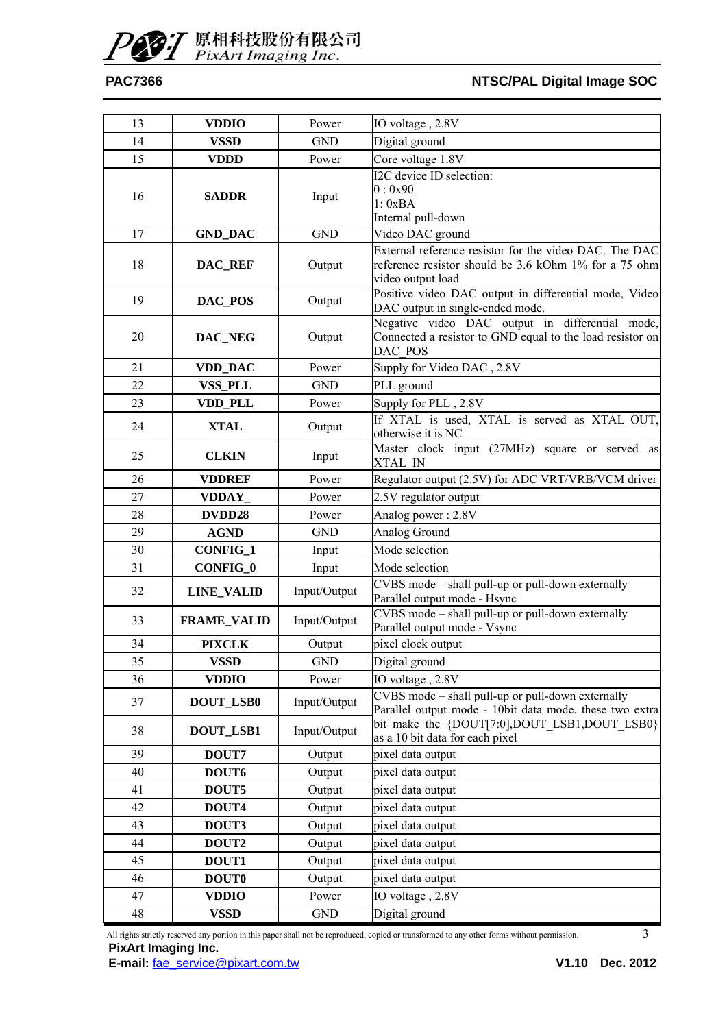| 13 | **VDDIO** | Power | IO voltage , 2.8V |
|---|---|---|---|
| 14 | **VSSD** | GND | Digital ground |
| 15 | **VDDD** | Power | Core voltage 1.8V |
| 16 | **SADDR** | Input | I2C device ID selection:<br>0 : 0x90<br>1: 0xBA<br>Internal pull-down |
| 17 | **GND_DAC** | GND | Video DAC ground |
| 18 | **DAC_REF** | Output | External reference resistor for the video DAC. The DAC reference resistor should be 3.6 kOhm 1% for a 75 ohm video output load |
| 19 | **DAC_POS** | Output | Positive video DAC output in differential mode, Video DAC output in single-ended mode. |
| 20 | **DAC_NEG** | Output | Negative video DAC output in differential mode, Connected a resistor to GND equal to the load resistor on DAC_POS |
| 21 | **VDD_DAC** | Power | Supply for Video DAC , 2.8V |
| 22 | **VSS_PLL** | GND | PLL ground |
| 23 | **VDD_PLL** | Power | Supply for PLL , 2.8V |
| 24 | **XTAL** | Output | If XTAL is used, XTAL is served as XTAL_OUT, otherwise it is NC |
| 25 | **CLKIN** | Input | Master clock input (27MHz) square or served as XTAL_IN |
| 26 | **VDDREF** | Power | Regulator output (2.5V) for ADC VRT/VRB/VCM driver |
| 27 | **VDDAY_** | Power | 2.5V regulator output |
| 28 | **DVDD28** | Power | Analog power : 2.8V |
| 29 | **AGND** | GND | Analog Ground |
| 30 | **CONFIG_1** | Input | Mode selection |
| 31 | **CONFIG_0** | Input | Mode selection |
| 32 | **LINE_VALID** | Input/Output | CVBS mode – shall pull-up or pull-down externally<br>Parallel output mode - Hsync |
| 33 | **FRAME_VALID** | Input/Output | CVBS mode – shall pull-up or pull-down externally<br>Parallel output mode - Vsync |
| 34 | **PIXCLK** | Output | pixel clock output |
| 35 | **VSSD** | GND | Digital ground |
| 36 | **VDDIO** | Power | IO voltage , 2.8V |
| 37 | **DOUT_LSB0** | Input/Output | CVBS mode – shall pull-up or pull-down externally<br>Parallel output mode - 10bit data mode, these two extra bit make the {DOUT[7:0],DOUT_LSB1,DOUT_LSB0} as a 10 bit data for each pixel |
| 38 | **DOUT_LSB1** | Input/Output | |
| 39 | **DOUT7** | Output | pixel data output |
| 40 | **DOUT6** | Output | pixel data output |
| 41 | **DOUT5** | Output | pixel data output |
| 42 | **DOUT4** | Output | pixel data output |
| 43 | **DOUT3** | Output | pixel data output |
| 44 | **DOUT2** | Output | pixel data output |
| 45 | **DOUT1** | Output | pixel data output |
| 46 | **DOUT0** | Output | pixel data output |
| 47 | **VDDIO** | Power | IO voltage , 2.8V |
| 48 | **VSSD** | GND | Digital ground |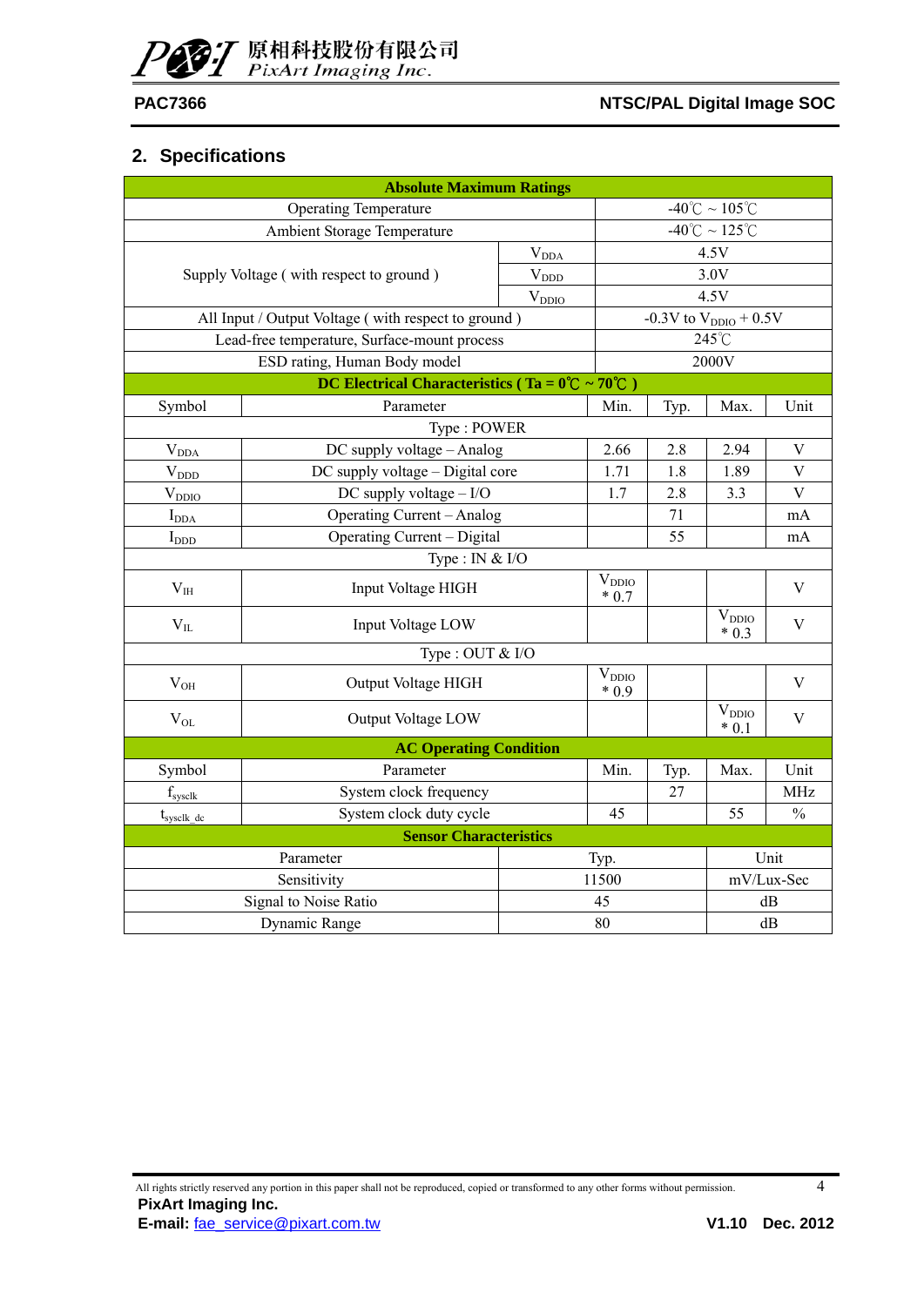## 2. Specifications

| Absolute Maximum Ratings | | | | | | |
|---|---|---|---|---|---|---|
| Operating Temperature | | | -40℃ ~ 105℃ | | | |
| Ambient Storage Temperature | | | -40℃ ~ 125℃ | | | |
| Supply Voltage ( with respect to ground ) | | $V_{DDA}$ | 4.5V | | | |
| | | $V_{DDD}$ | 3.0V | | | |
| | | $V_{DDIO}$ | 4.5V | | | |
| All Input / Output Voltage ( with respect to ground ) | | | -0.3V to $V_{DDIO}$ + 0.5V | | | |
| Lead-free temperature, Surface-mount process | | | 245℃ | | | |
| ESD rating, Human Body model | | | 2000V | | | |
| **DC Electrical Characteristics ( Ta = 0℃ ~ 70℃ )** | | | | | | |
| Symbol | Parameter | | Min. | Typ. | Max. | Unit |
| Type : POWER | | | | | | |
| $V_{DDA}$ | DC supply voltage – Analog | | 2.66 | 2.8 | 2.94 | V |
| $V_{DDD}$ | DC supply voltage – Digital core | | 1.71 | 1.8 | 1.89 | V |
| $V_{DDIO}$ | DC supply voltage – I/O | | 1.7 | 2.8 | 3.3 | V |
| $I_{DDA}$ | Operating Current – Analog | | | 71 | | mA |
| $I_{DDD}$ | Operating Current – Digital | | | 55 | | mA |
| Type : IN & I/O | | | | | | |
| $V_{IH}$ | Input Voltage HIGH | | $V_{DDIO}$ * 0.7 | | | V |
| $V_{IL}$ | Input Voltage LOW | | | | $V_{DDIO}$ * 0.3 | V |
| Type : OUT & I/O | | | | | | |
| $V_{OH}$ | Output Voltage HIGH | | $V_{DDIO}$ * 0.9 | | | V |
| $V_{OL}$ | Output Voltage LOW | | | | $V_{DDIO}$ * 0.1 | V |
| **AC Operating Condition** | | | | | | |
| Symbol | Parameter | | Min. | Typ. | Max. | Unit |
| $f_{sysclk}$ | System clock frequency | | | 27 | | MHz |
| $t_{sysclk\_dc}$ | System clock duty cycle | | 45 | | 55 | % |
| **Sensor Characteristics** | | | | | | |
| Parameter | | Typ. | | | Unit | |
| Sensitivity | | 11500 | | | mV/Lux-Sec | |
| Signal to Noise Ratio | | 45 | | | dB | |
| Dynamic Range | | 80 | | | dB | |

All rights strictly reserved any portion in this paper shall not be reproduced, copied or transformed to any other forms without permission.

**PixArt Imaging Inc.**

**E-mail:** fae_service@pixart.com.tw

**V1.10 Dec. 2012**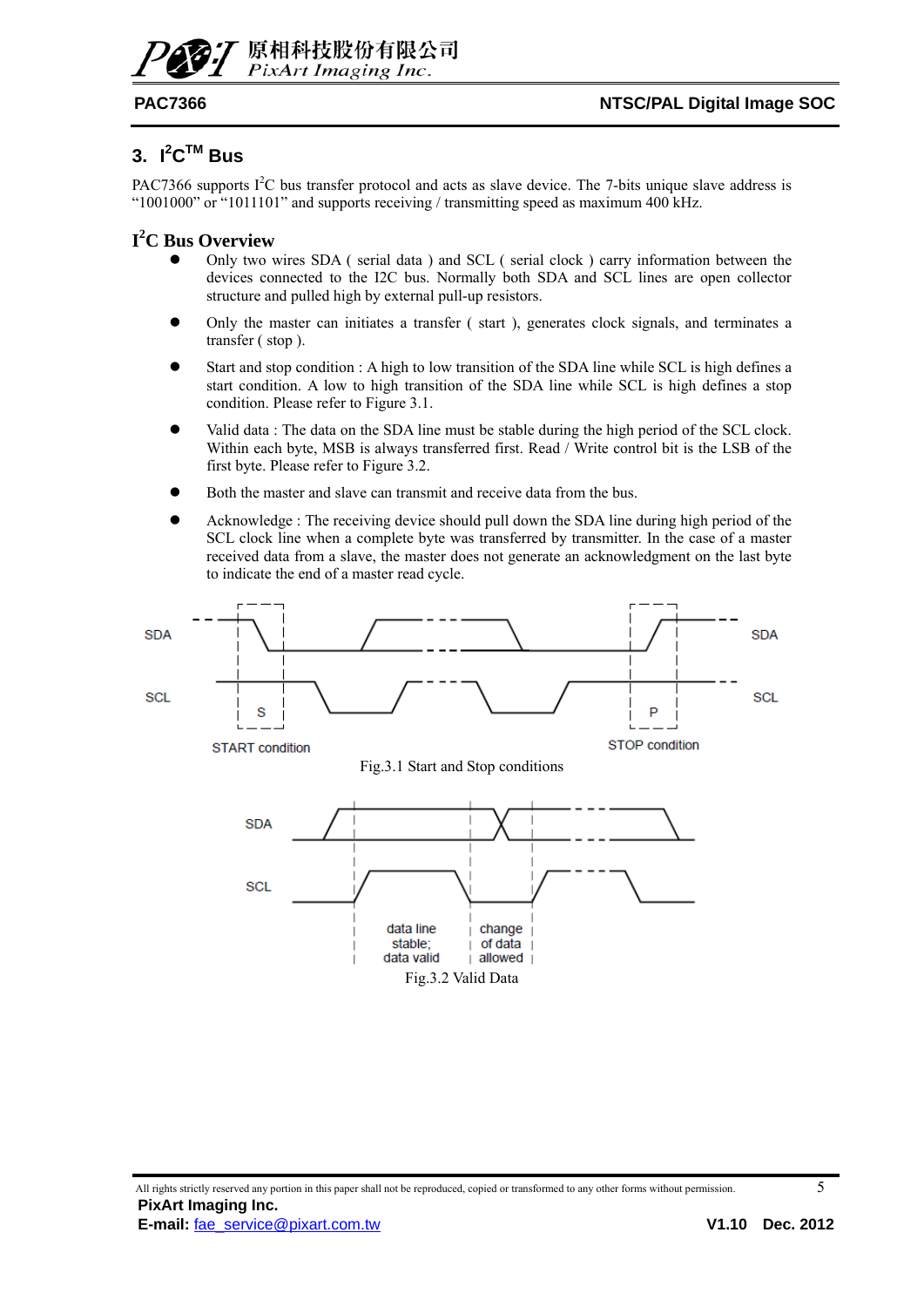# 3. I²C™ Bus

PAC7366 supports I²C bus transfer protocol and acts as slave device. The 7-bits unique slave address is "1001000" or "1011101" and supports receiving / transmitting speed as maximum 400 kHz.

## I²C Bus Overview

- Only two wires SDA ( serial data ) and SCL ( serial clock ) carry information between the devices connected to the I2C bus. Normally both SDA and SCL lines are open collector structure and pulled high by external pull-up resistors.
- Only the master can initiates a transfer ( start ), generates clock signals, and terminates a transfer ( stop ).
- Start and stop condition : A high to low transition of the SDA line while SCL is high defines a start condition. A low to high transition of the SDA line while SCL is high defines a stop condition. Please refer to Figure 3.1.
- Valid data : The data on the SDA line must be stable during the high period of the SCL clock. Within each byte, MSB is always transferred first. Read / Write control bit is the LSB of the first byte. Please refer to Figure 3.2.
- Both the master and slave can transmit and receive data from the bus.
- Acknowledge : The receiving device should pull down the SDA line during high period of the SCL clock line when a complete byte was transferred by transmitter. In the case of a master received data from a slave, the master does not generate an acknowledgment on the last byte to indicate the end of a master read cycle.

SDA SCL S START condition P STOP condition

Fig.3.1 Start and Stop conditions

SDA SCL data line stable; data valid change of data allowed

Fig.3.2 Valid Data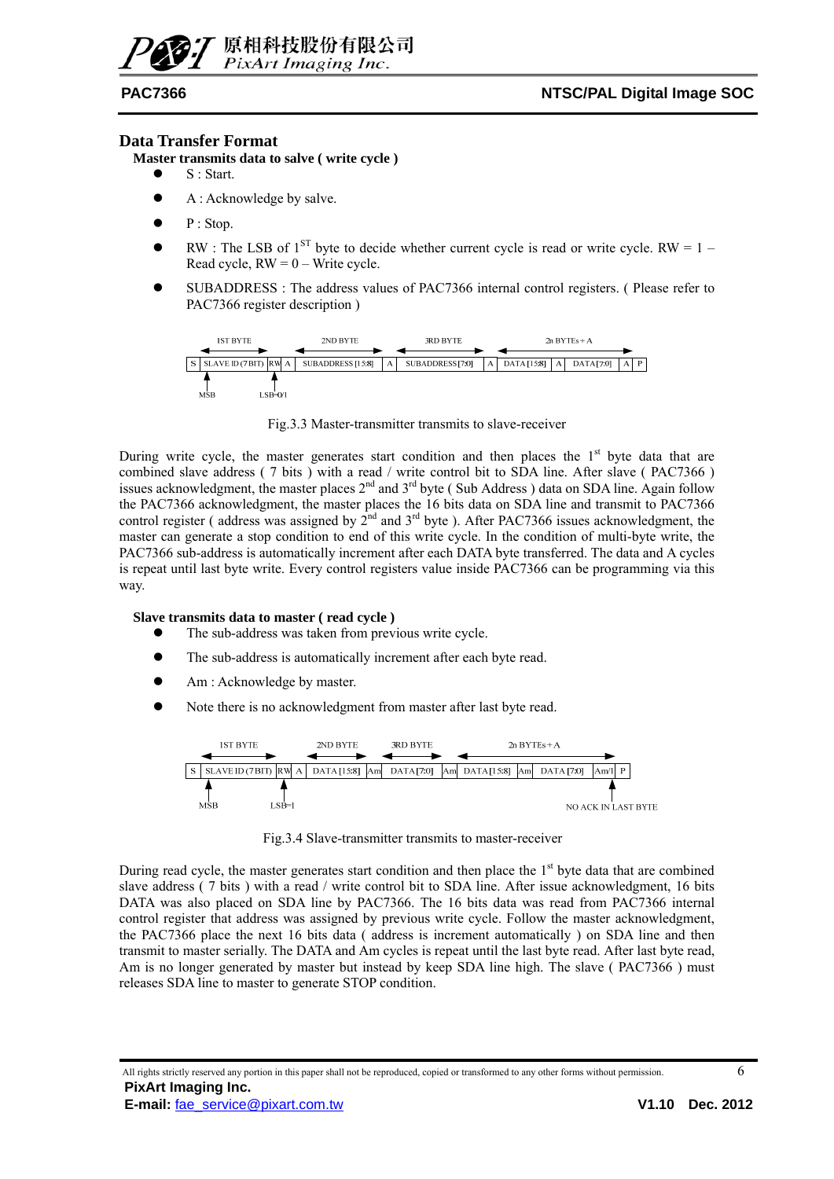## Data Transfer Format

### Master transmits data to salve ( write cycle )

- S : Start.
- A : Acknowledge by salve.
- P : Stop.
- RW : The LSB of 1[ST] byte to decide whether current cycle is read or write cycle. RW = 1 – Read cycle, RW = 0 – Write cycle.
- SUBADDRESS : The address values of PAC7366 internal control registers. ( Please refer to PAC7366 register description )

| 1ST BYTE | | | | 2ND BYTE | | 3RD BYTE | | 2n BYTEs + A | | | | |
|---|---|---|---|---|---|---|---|---|---|---|---|---|
| S | SLAVE ID (7 BIT) | RW | A | SUBADDRESS [15:8] | A | SUBADDRESS [7:0] | A | DATA [15:8] | A | DATA [7:0] | A | P |
| | MSB | LSB=0/1 | | | | | | | | | | |

Fig.3.3 Master-transmitter transmits to slave-receiver

During write cycle, the master generates start condition and then places the 1[st] byte data that are combined slave address ( 7 bits ) with a read / write control bit to SDA line. After slave ( PAC7366 ) issues acknowledgment, the master places 2[nd] and 3[rd] byte ( Sub Address ) data on SDA line. Again follow the PAC7366 acknowledgment, the master places the 16 bits data on SDA line and transmit to PAC7366 control register ( address was assigned by 2[nd] and 3[rd] byte ). After PAC7366 issues acknowledgment, the master can generate a stop condition to end of this write cycle. In the condition of multi-byte write, the PAC7366 sub-address is automatically increment after each DATA byte transferred. The data and A cycles is repeat until last byte write. Every control registers value inside PAC7366 can be programming via this way.

### Slave transmits data to master ( read cycle )

- The sub-address was taken from previous write cycle.
- The sub-address is automatically increment after each byte read.
- Am : Acknowledge by master.
- Note there is no acknowledgment from master after last byte read.

| 1ST BYTE | | | | 2ND BYTE | | 3RD BYTE | | 2n BYTEs + A | | | | |
|---|---|---|---|---|---|---|---|---|---|---|---|---|
| S | SLAVE ID (7 BIT) | RW | A | DATA [15:8] | Am | DATA [7:0] | Am | DATA [15:8] | Am | DATA [7:0] | Am/1 | P |
| | MSB | LSB=1 | | | | | | | | | NO ACK IN LAST BYTE | |

Fig.3.4 Slave-transmitter transmits to master-receiver

During read cycle, the master generates start condition and then place the 1[st] byte data that are combined slave address ( 7 bits ) with a read / write control bit to SDA line. After issue acknowledgment, 16 bits DATA was also placed on SDA line by PAC7366. The 16 bits data was read from PAC7366 internal control register that address was assigned by previous write cycle. Follow the master acknowledgment, the PAC7366 place the next 16 bits data ( address is increment automatically ) on SDA line and then transmit to master serially. The DATA and Am cycles is repeat until the last byte read. After last byte read, Am is no longer generated by master but instead by keep SDA line high. The slave ( PAC7366 ) must releases SDA line to master to generate STOP condition.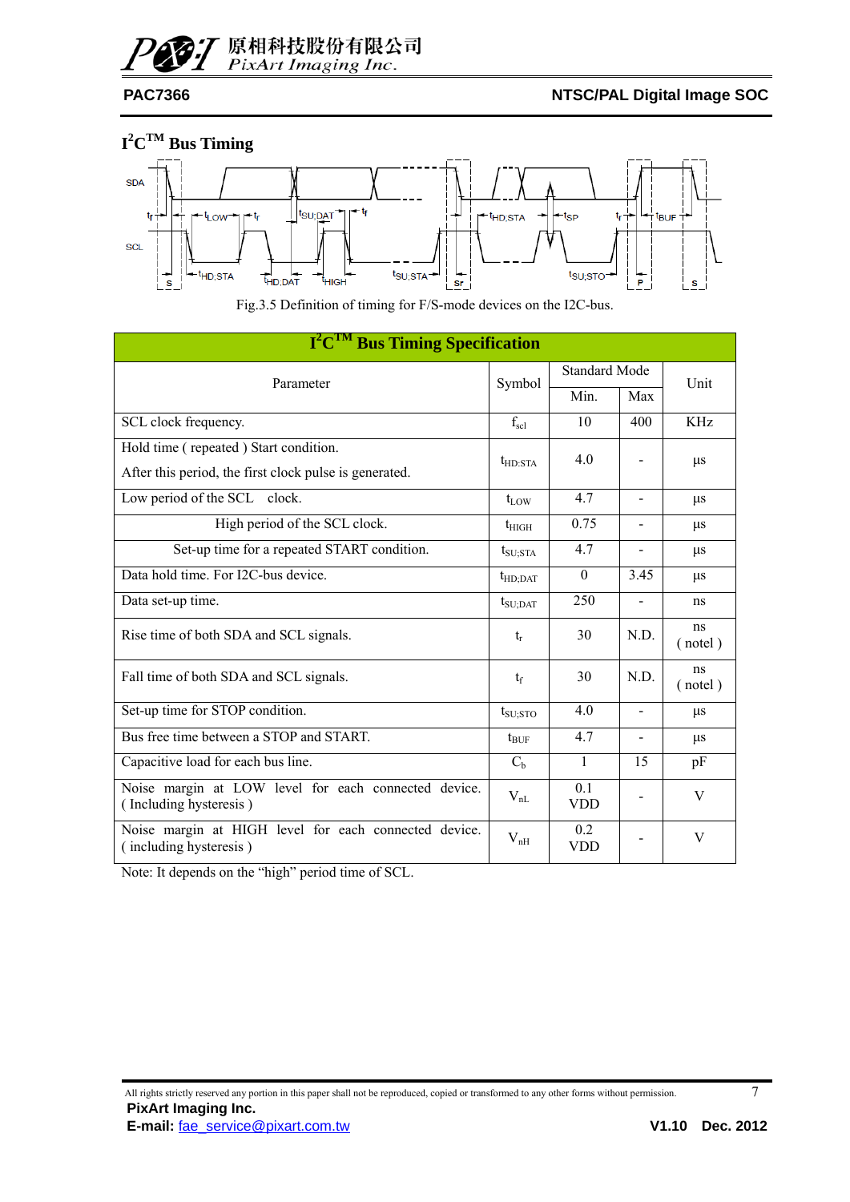## I²C™ Bus Timing

Fig.3.5 Definition of timing for F/S-mode devices on the I2C-bus.

| I²C™ Bus Timing Specification | | | | |
|---|---|---|---|---|
| Parameter | Symbol | Standard Mode | | Unit |
| | | Min. | Max | |
| SCL clock frequency. | $f_{scl}$ | 10 | 400 | KHz |
| Hold time ( repeated ) Start condition. After this period, the first clock pulse is generated. | $t_{HD;STA}$ | 4.0 | - | μs |
| Low period of the SCL clock. | $t_{LOW}$ | 4.7 | - | μs |
| High period of the SCL clock. | $t_{HIGH}$ | 0.75 | - | μs |
| Set-up time for a repeated START condition. | $t_{SU;STA}$ | 4.7 | - | μs |
| Data hold time. For I2C-bus device. | $t_{HD;DAT}$ | 0 | 3.45 | μs |
| Data set-up time. | $t_{SU;DAT}$ | 250 | - | ns |
| Rise time of both SDA and SCL signals. | $t_r$ | 30 | N.D. | ns ( note1 ) |
| Fall time of both SDA and SCL signals. | $t_f$ | 30 | N.D. | ns ( note1 ) |
| Set-up time for STOP condition. | $t_{SU;STO}$ | 4.0 | - | μs |
| Bus free time between a STOP and START. | $t_{BUF}$ | 4.7 | - | μs |
| Capacitive load for each bus line. | $C_b$ | 1 | 15 | pF |
| Noise margin at LOW level for each connected device. ( Including hysteresis ) | $V_{nL}$ | 0.1 VDD | - | V |
| Noise margin at HIGH level for each connected device. ( including hysteresis ) | $V_{nH}$ | 0.2 VDD | - | V |

Note: It depends on the "high" period time of SCL.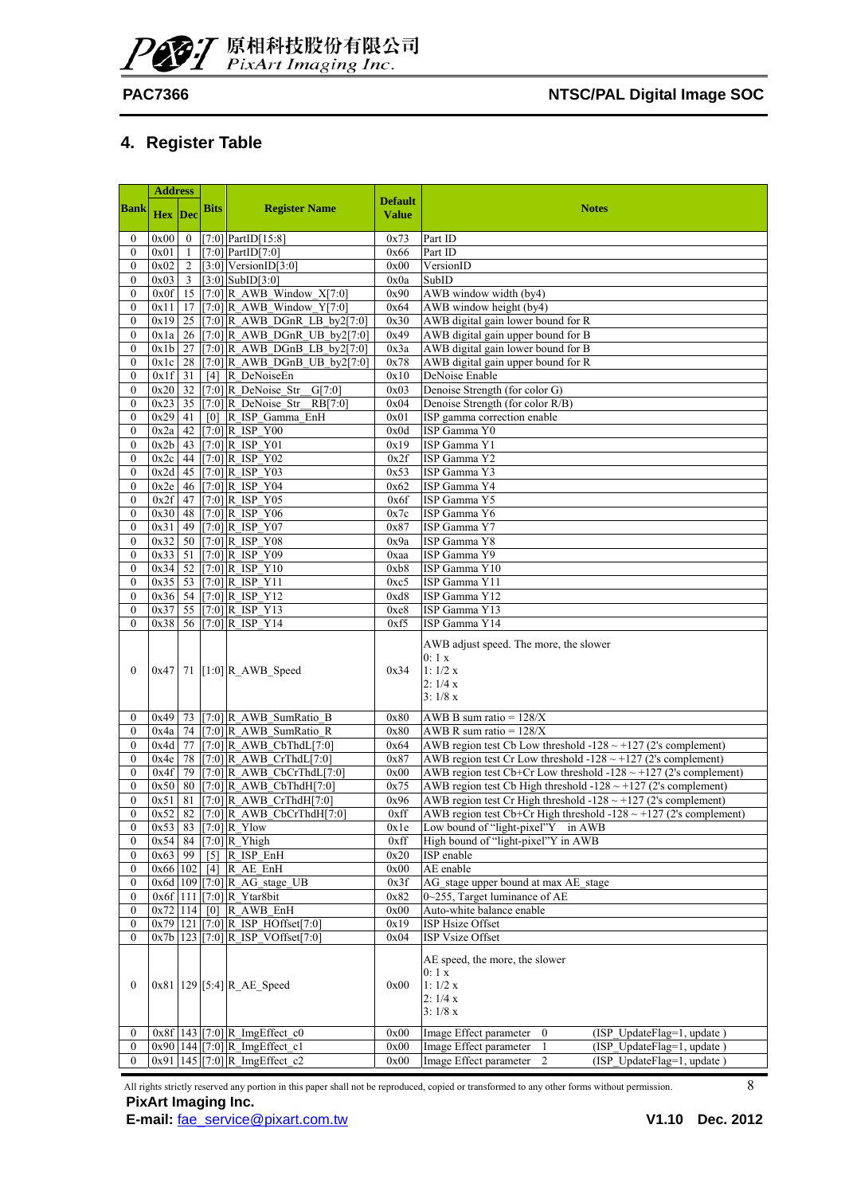## 4. Register Table

| Bank | Address Hex | Address Dec | Bits | Register Name | Default Value | Notes |
|---|---|---|---|---|---|---|
| 0 | 0x00 | 0 | [7:0] | PartID[15:8] | 0x73 | Part ID |
| 0 | 0x01 | 1 | [7:0] | PartID[7:0] | 0x66 | Part ID |
| 0 | 0x02 | 2 | [3:0] | VersionID[3:0] | 0x00 | VersionID |
| 0 | 0x03 | 3 | [3:0] | SubID[3:0] | 0x0a | SubID |
| 0 | 0x0f | 15 | [7:0] | R_AWB_Window_X[7:0] | 0x90 | AWB window width (by4) |
| 0 | 0x11 | 17 | [7:0] | R_AWB_Window_Y[7:0] | 0x64 | AWB window height (by4) |
| 0 | 0x19 | 25 | [7:0] | R_AWB_DGnR_LB_by2[7:0] | 0x30 | AWB digital gain lower bound for R |
| 0 | 0x1a | 26 | [7:0] | R_AWB_DGnR_UB_by2[7:0] | 0x49 | AWB digital gain upper bound for B |
| 0 | 0x1b | 27 | [7:0] | R_AWB_DGnB_LB_by2[7:0] | 0x3a | AWB digital gain lower bound for B |
| 0 | 0x1c | 28 | [7:0] | R_AWB_DGnB_UB_by2[7:0] | 0x78 | AWB digital gain upper bound for R |
| 0 | 0x1f | 31 | [4] | R_DeNoiseEn | 0x10 | DeNoise Enable |
| 0 | 0x20 | 32 | [7:0] | R_DeNoise_Str__G[7:0] | 0x03 | Denoise Strength (for color G) |
| 0 | 0x23 | 35 | [7:0] | R_DeNoise_Str__RB[7:0] | 0x04 | Denoise Strength (for color R/B) |
| 0 | 0x29 | 41 | [0] | R_ISP_Gamma_EnH | 0x01 | ISP gamma correction enable |
| 0 | 0x2a | 42 | [7:0] | R_ISP_Y00 | 0x0d | ISP Gamma Y0 |
| 0 | 0x2b | 43 | [7:0] | R_ISP_Y01 | 0x19 | ISP Gamma Y1 |
| 0 | 0x2c | 44 | [7:0] | R_ISP_Y02 | 0x2f | ISP Gamma Y2 |
| 0 | 0x2d | 45 | [7:0] | R_ISP_Y03 | 0x53 | ISP Gamma Y3 |
| 0 | 0x2e | 46 | [7:0] | R_ISP_Y04 | 0x62 | ISP Gamma Y4 |
| 0 | 0x2f | 47 | [7:0] | R_ISP_Y05 | 0x6f | ISP Gamma Y5 |
| 0 | 0x30 | 48 | [7:0] | R_ISP_Y06 | 0x7c | ISP Gamma Y6 |
| 0 | 0x31 | 49 | [7:0] | R_ISP_Y07 | 0x87 | ISP Gamma Y7 |
| 0 | 0x32 | 50 | [7:0] | R_ISP_Y08 | 0x9a | ISP Gamma Y8 |
| 0 | 0x33 | 51 | [7:0] | R_ISP_Y09 | 0xaa | ISP Gamma Y9 |
| 0 | 0x34 | 52 | [7:0] | R_ISP_Y10 | 0xb8 | ISP Gamma Y10 |
| 0 | 0x35 | 53 | [7:0] | R_ISP_Y11 | 0xc5 | ISP Gamma Y11 |
| 0 | 0x36 | 54 | [7:0] | R_ISP_Y12 | 0xd8 | ISP Gamma Y12 |
| 0 | 0x37 | 55 | [7:0] | R_ISP_Y13 | 0xe8 | ISP Gamma Y13 |
| 0 | 0x38 | 56 | [7:0] | R_ISP_Y14 | 0xf5 | ISP Gamma Y14 |
| 0 | 0x47 | 71 | [1:0] | R_AWB_Speed | 0x34 | AWB adjust speed. The more, the slower<br>0: 1 x<br>1: 1/2 x<br>2: 1/4 x<br>3: 1/8 x |
| 0 | 0x49 | 73 | [7:0] | R_AWB_SumRatio_B | 0x80 | AWB B sum ratio = 128/X |
| 0 | 0x4a | 74 | [7:0] | R_AWB_SumRatio_R | 0x80 | AWB R sum ratio = 128/X |
| 0 | 0x4d | 77 | [7:0] | R_AWB_CbThdL[7:0] | 0x64 | AWB region test Cb Low threshold -128 ~ +127 (2's complement) |
| 0 | 0x4e | 78 | [7:0] | R_AWB_CrThdL[7:0] | 0x87 | AWB region test Cr Low threshold -128 ~ +127 (2's complement) |
| 0 | 0x4f | 79 | [7:0] | R_AWB_CbCrThdL[7:0] | 0x00 | AWB region test Cb+Cr Low threshold -128 ~ +127 (2's complement) |
| 0 | 0x50 | 80 | [7:0] | R_AWB_CbThdH[7:0] | 0x75 | AWB region test Cb High threshold -128 ~ +127 (2's complement) |
| 0 | 0x51 | 81 | [7:0] | R_AWB_CrThdH[7:0] | 0x96 | AWB region test Cr High threshold -128 ~ +127 (2's complement) |
| 0 | 0x52 | 82 | [7:0] | R_AWB_CbCrThdH[7:0] | 0xff | AWB region test Cb+Cr High threshold -128 ~ +127 (2's complement) |
| 0 | 0x53 | 83 | [7:0] | R_Ylow | 0x1e | Low bound of "light-pixel"Y in AWB |
| 0 | 0x54 | 84 | [7:0] | R_Yhigh | 0xff | High bound of "light-pixel"Y in AWB |
| 0 | 0x63 | 99 | [5] | R_ISP_EnH | 0x20 | ISP enable |
| 0 | 0x66 | 102 | [4] | R_AE_EnH | 0x00 | AE enable |
| 0 | 0x6d | 109 | [7:0] | R_AG_stage_UB | 0x3f | AG_stage upper bound at max AE_stage |
| 0 | 0x6f | 111 | [7:0] | R_Ytar8bit | 0x82 | 0~255, Target luminance of AE |
| 0 | 0x72 | 114 | [0] | R_AWB_EnH | 0x00 | Auto-white balance enable |
| 0 | 0x79 | 121 | [7:0] | R_ISP_HOffset[7:0] | 0x19 | ISP Hsize Offset |
| 0 | 0x7b | 123 | [7:0] | R_ISP_VOffset[7:0] | 0x04 | ISP Vsize Offset |
| 0 | 0x81 | 129 | [5:4] | R_AE_Speed | 0x00 | AE speed, the more, the slower<br>0: 1 x<br>1: 1/2 x<br>2: 1/4 x<br>3: 1/8 x |
| 0 | 0x8f | 143 | [7:0] | R_ImgEffect_c0 | 0x00 | Image Effect parameter 0 (ISP_UpdateFlag=1, update ) |
| 0 | 0x90 | 144 | [7:0] | R_ImgEffect_c1 | 0x00 | Image Effect parameter 1 (ISP_UpdateFlag=1, update ) |
| 0 | 0x91 | 145 | [7:0] | R_ImgEffect_c2 | 0x00 | Image Effect parameter 2 (ISP_UpdateFlag=1, update ) |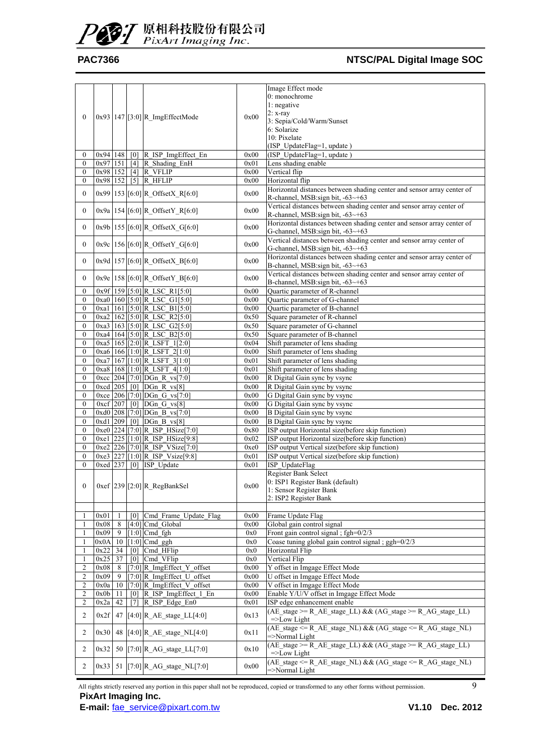| | | | | | | |
|---|---|---|---|---|---|---|
| 0 | 0x93 | 147 | [3:0] | R_ImgEffectMode | 0x00 | Image Effect mode<br>0: monochrome<br>1: negative<br>2: x-ray<br>3: Sepia/Cold/Warm/Sunset<br>6: Solarize<br>10: Pixelate<br>(ISP_UpdateFlag=1, update ) |
| 0 | 0x94 | 148 | [0] | R_ISP_ImgEffect_En | 0x00 | (ISP_UpdateFlag=1, update ) |
| 0 | 0x97 | 151 | [4] | R_Shading_EnH | 0x01 | Lens shading enable |
| 0 | 0x98 | 152 | [4] | R_VFLIP | 0x00 | Vertical flip |
| 0 | 0x98 | 152 | [5] | R_HFLIP | 0x00 | Horizontal flip |
| 0 | 0x99 | 153 | [6:0] | R_OffsetX_R[6:0] | 0x00 | Horizontal distances between shading center and sensor array center of R-channel, MSB:sign bit, -63~+63 |
| 0 | 0x9a | 154 | [6:0] | R_OffsetY_R[6:0] | 0x00 | Vertical distances between shading center and sensor array center of R-channel, MSB:sign bit, -63~+63 |
| 0 | 0x9b | 155 | [6:0] | R_OffsetX_G[6:0] | 0x00 | Horizontal distances between shading center and sensor array center of G-channel, MSB:sign bit, -63~+63 |
| 0 | 0x9c | 156 | [6:0] | R_OffsetY_G[6:0] | 0x00 | Vertical distances between shading center and sensor array center of G-channel, MSB:sign bit, -63~+63 |
| 0 | 0x9d | 157 | [6:0] | R_OffsetX_B[6:0] | 0x00 | Horizontal distances between shading center and sensor array center of B-channel, MSB:sign bit, -63~+63 |
| 0 | 0x9e | 158 | [6:0] | R_OffsetY_B[6:0] | 0x00 | Vertical distances between shading center and sensor array center of B-channel, MSB:sign bit, -63~+63 |
| 0 | 0x9f | 159 | [5:0] | R_LSC_R1[5:0] | 0x00 | Quartic parameter of R-channel |
| 0 | 0xa0 | 160 | [5:0] | R_LSC_G1[5:0] | 0x00 | Quartic parameter of G-channel |
| 0 | 0xa1 | 161 | [5:0] | R_LSC_B1[5:0] | 0x00 | Quartic parameter of B-channel |
| 0 | 0xa2 | 162 | [5:0] | R_LSC_R2[5:0] | 0x50 | Square parameter of R-channel |
| 0 | 0xa3 | 163 | [5:0] | R_LSC_G2[5:0] | 0x50 | Square parameter of G-channel |
| 0 | 0xa4 | 164 | [5:0] | R_LSC_B2[5:0] | 0x50 | Square parameter of B-channel |
| 0 | 0xa5 | 165 | [2:0] | R_LSFT_1[2:0] | 0x04 | Shift parameter of lens shading |
| 0 | 0xa6 | 166 | [1:0] | R_LSFT_2[1:0] | 0x00 | Shift parameter of lens shading |
| 0 | 0xa7 | 167 | [1:0] | R_LSFT_3[1:0] | 0x01 | Shift parameter of lens shading |
| 0 | 0xa8 | 168 | [1:0] | R_LSFT_4[1:0] | 0x01 | Shift parameter of lens shading |
| 0 | 0xcc | 204 | [7:0] | DGn_R_vs[7:0] | 0x00 | R Digital Gain sync by vsync |
| 0 | 0xcd | 205 | [0] | DGn_R_vs[8] | 0x00 | R Digital Gain sync by vsync |
| 0 | 0xce | 206 | [7:0] | DGn_G_vs[7:0] | 0x00 | G Digital Gain sync by vsync |
| 0 | 0xcf | 207 | [0] | DGn_G_vs[8] | 0x00 | G Digital Gain sync by vsync |
| 0 | 0xd0 | 208 | [7:0] | DGn_B_vs[7:0] | 0x00 | B Digital Gain sync by vsync |
| 0 | 0xd1 | 209 | [0] | DGn_B_vs[8] | 0x00 | B Digital Gain sync by vsync |
| 0 | 0xe0 | 224 | [7:0] | R_ISP_HSize[7:0] | 0x80 | ISP output Horizontal size(before skip function) |
| 0 | 0xe1 | 225 | [1:0] | R_ISP_HSize[9:8] | 0x02 | ISP output Horizontal size(before skip function) |
| 0 | 0xe2 | 226 | [7:0] | R_ISP_VSize[7:0] | 0xe0 | ISP output Vertical size(before skip function) |
| 0 | 0xe3 | 227 | [1:0] | R_ISP_Vsize[9:8] | 0x01 | ISP output Vertical size(before skip function) |
| 0 | 0xed | 237 | [0] | ISP_Update | 0x01 | ISP_UpdateFlag |
| 0 | 0xef | 239 | [2:0] | R_RegBankSel | 0x00 | Register Bank Select<br>0: ISP1 Register Bank (default)<br>1: Sensor Register Bank<br>2: ISP2 Register Bank |
| | | | | | | |
| 1 | 0x01 | 1 | [0] | Cmd_Frame_Update_Flag | 0x00 | Frame Update Flag |
| 1 | 0x08 | 8 | [4:0] | Cmd_Global | 0x00 | Global gain control signal |
| 1 | 0x09 | 9 | [1:0] | Cmd_fgh | 0x0 | Front gain control signal ; fgh=0/2/3 |
| 1 | 0x0A | 10 | [1:0] | Cmd_ggh | 0x0 | Coase tuning global gain control signal ; ggh=0/2/3 |
| 1 | 0x22 | 34 | [0] | Cmd_HFlip | 0x0 | Horizontal Flip |
| 1 | 0x25 | 37 | [0] | Cmd_VFlip | 0x0 | Vertical Flip |
| 2 | 0x08 | 8 | [7:0] | R_ImgEffect_Y_offset | 0x00 | Y offset in Imgage Effect Mode |
| 2 | 0x09 | 9 | [7:0] | R_ImgEffect_U_offset | 0x00 | U offset in Imgage Effect Mode |
| 2 | 0x0a | 10 | [7:0] | R_ImgEffect_V_offset | 0x00 | V offset in Imgage Effect Mode |
| 2 | 0x0b | 11 | [0] | R_ISP_ImgEffect_1_En | 0x00 | Enable Y/U/V offset in Imgage Effect Mode |
| 2 | 0x2a | 42 | [7] | R_ISP_Edge_En0 | 0x01 | ISP edge enhancement enable |
| 2 | 0x2f | 47 | [4:0] | R_AE_stage_LL[4:0] | 0x13 | (AE_stage >= R_AE_stage_LL) && (AG_stage >= R_AG_stage_LL) =>Low Light |
| 2 | 0x30 | 48 | [4:0] | R_AE_stage_NL[4:0] | 0x11 | (AE_stage <= R_AE_stage_NL) && (AG_stage <= R_AG_stage_NL) =>Normal Light |
| 2 | 0x32 | 50 | [7:0] | R_AG_stage_LL[7:0] | 0x10 | (AE_stage >= R_AE_stage_LL) && (AG_stage >= R_AG_stage_LL) =>Low Light |
| 2 | 0x33 | 51 | [7:0] | R_AG_stage_NL[7:0] | 0x00 | (AE_stage <= R_AE_stage_NL) && (AG_stage <= R_AG_stage_NL) =>Normal Light |

All rights strictly reserved any portion in this paper shall not be reproduced, copied or transformed to any other forms without permission.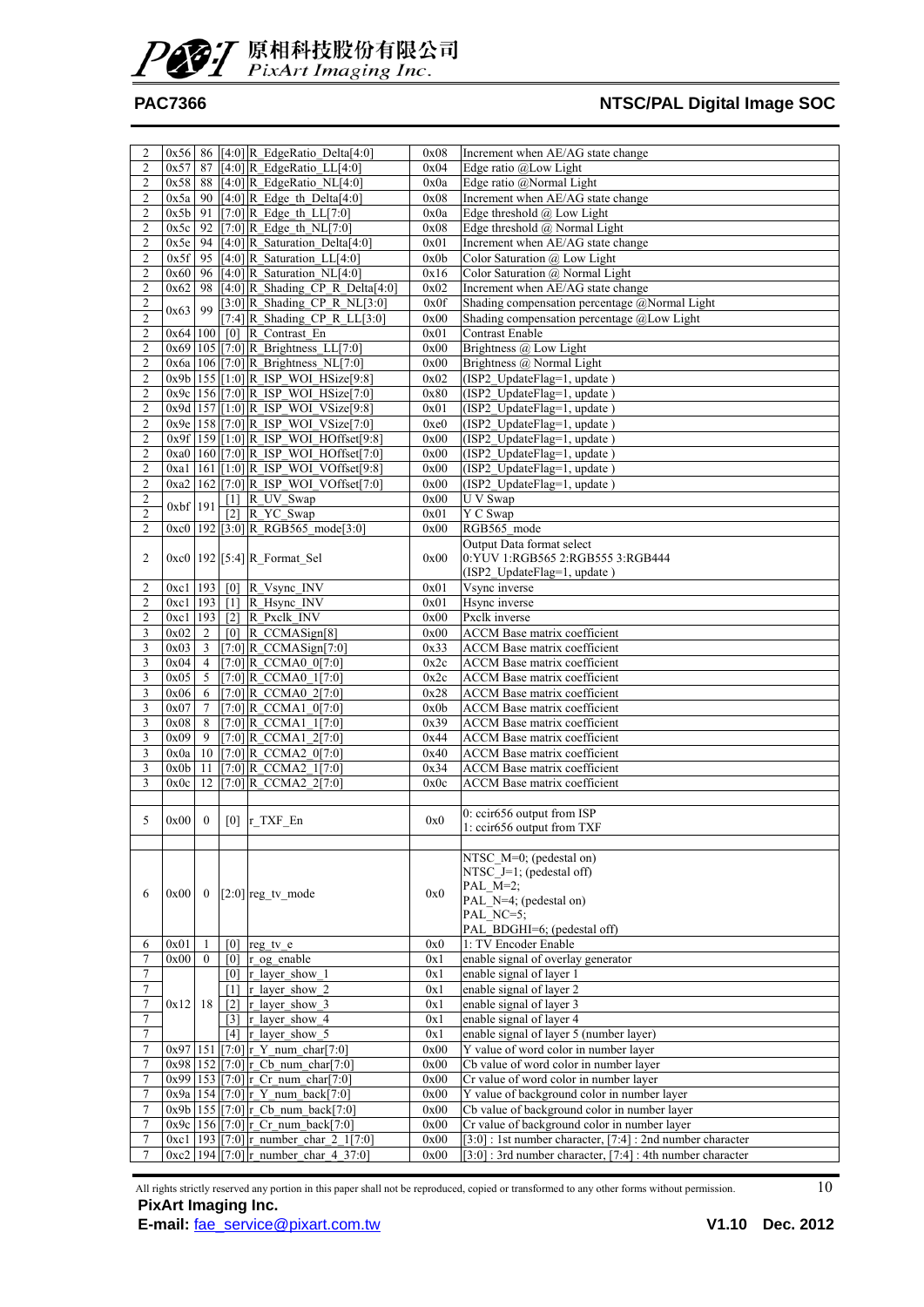| | | | | | | |
|---|---|---|---|---|---|---|
| 2 | 0x56 | 86 | [4:0] | R_EdgeRatio_Delta[4:0] | 0x08 | Increment when AE/AG state change |
| 2 | 0x57 | 87 | [4:0] | R_EdgeRatio_LL[4:0] | 0x04 | Edge ratio @Low Light |
| 2 | 0x58 | 88 | [4:0] | R_EdgeRatio_NL[4:0] | 0x0a | Edge ratio @Normal Light |
| 2 | 0x5a | 90 | [4:0] | R_Edge_th_Delta[4:0] | 0x08 | Increment when AE/AG state change |
| 2 | 0x5b | 91 | [7:0] | R_Edge_th_LL[7:0] | 0x0a | Edge threshold @ Low Light |
| 2 | 0x5c | 92 | [7:0] | R_Edge_th_NL[7:0] | 0x08 | Edge threshold @ Normal Light |
| 2 | 0x5e | 94 | [4:0] | R_Saturation_Delta[4:0] | 0x01 | Increment when AE/AG state change |
| 2 | 0x5f | 95 | [4:0] | R_Saturation_LL[4:0] | 0x0b | Color Saturation @ Low Light |
| 2 | 0x60 | 96 | [4:0] | R_Saturation_NL[4:0] | 0x16 | Color Saturation @ Normal Light |
| 2 | 0x62 | 98 | [4:0] | R_Shading_CP_R_Delta[4:0] | 0x02 | Increment when AE/AG state change |
| 2 | 0x63 | 99 | [3:0] | R_Shading_CP_R_NL[3:0] | 0x0f | Shading compensation percentage @Normal Light |
| 2 | | | [7:4] | R_Shading_CP_R_LL[3:0] | 0x00 | Shading compensation percentage @Low Light |
| 2 | 0x64 | 100 | [0] | R_Contrast_En | 0x01 | Contrast Enable |
| 2 | 0x69 | 105 | [7:0] | R_Brightness_LL[7:0] | 0x00 | Brightness @ Low Light |
| 2 | 0x6a | 106 | [7:0] | R_Brightness_NL[7:0] | 0x00 | Brightness @ Normal Light |
| 2 | 0x9b | 155 | [1:0] | R_ISP_WOI_HSize[9:8] | 0x02 | (ISP2_UpdateFlag=1, update ) |
| 2 | 0x9c | 156 | [7:0] | R_ISP_WOI_HSize[7:0] | 0x80 | (ISP2_UpdateFlag=1, update ) |
| 2 | 0x9d | 157 | [1:0] | R_ISP_WOI_VSize[9:8] | 0x01 | (ISP2_UpdateFlag=1, update ) |
| 2 | 0x9e | 158 | [7:0] | R_ISP_WOI_VSize[7:0] | 0xe0 | (ISP2_UpdateFlag=1, update ) |
| 2 | 0x9f | 159 | [1:0] | R_ISP_WOI_HOffset[9:8] | 0x00 | (ISP2_UpdateFlag=1, update ) |
| 2 | 0xa0 | 160 | [7:0] | R_ISP_WOI_HOffset[7:0] | 0x00 | (ISP2_UpdateFlag=1, update ) |
| 2 | 0xa1 | 161 | [1:0] | R_ISP_WOI_VOffset[9:8] | 0x00 | (ISP2_UpdateFlag=1, update ) |
| 2 | 0xa2 | 162 | [7:0] | R_ISP_WOI_VOffset[7:0] | 0x00 | (ISP2_UpdateFlag=1, update ) |
| 2 | 0xbf | 191 | [1] | R_UV_Swap | 0x00 | U V Swap |
| 2 | | | [2] | R_YC_Swap | 0x01 | Y C Swap |
| 2 | 0xc0 | 192 | [3:0] | R_RGB565_mode[3:0] | 0x00 | RGB565_mode |
| 2 | 0xc0 | 192 | [5:4] | R_Format_Sel | 0x00 | Output Data format select<br>0:YUV 1:RGB565 2:RGB555 3:RGB444<br>(ISP2_UpdateFlag=1, update ) |
| 2 | 0xc1 | 193 | [0] | R_Vsync_INV | 0x01 | Vsync inverse |
| 2 | 0xc1 | 193 | [1] | R_Hsync_INV | 0x01 | Hsync inverse |
| 2 | 0xc1 | 193 | [2] | R_Pxclk_INV | 0x00 | Pxclk inverse |
| 3 | 0x02 | 2 | [0] | R_CCMASign[8] | 0x00 | ACCM Base matrix coefficient |
| 3 | 0x03 | 3 | [7:0] | R_CCMASign[7:0] | 0x33 | ACCM Base matrix coefficient |
| 3 | 0x04 | 4 | [7:0] | R_CCMA0_0[7:0] | 0x2c | ACCM Base matrix coefficient |
| 3 | 0x05 | 5 | [7:0] | R_CCMA0_1[7:0] | 0x2c | ACCM Base matrix coefficient |
| 3 | 0x06 | 6 | [7:0] | R_CCMA0_2[7:0] | 0x28 | ACCM Base matrix coefficient |
| 3 | 0x07 | 7 | [7:0] | R_CCMA1_0[7:0] | 0x0b | ACCM Base matrix coefficient |
| 3 | 0x08 | 8 | [7:0] | R_CCMA1_1[7:0] | 0x39 | ACCM Base matrix coefficient |
| 3 | 0x09 | 9 | [7:0] | R_CCMA1_2[7:0] | 0x44 | ACCM Base matrix coefficient |
| 3 | 0x0a | 10 | [7:0] | R_CCMA2_0[7:0] | 0x40 | ACCM Base matrix coefficient |
| 3 | 0x0b | 11 | [7:0] | R_CCMA2_1[7:0] | 0x34 | ACCM Base matrix coefficient |
| 3 | 0x0c | 12 | [7:0] | R_CCMA2_2[7:0] | 0x0c | ACCM Base matrix coefficient |
| | | | | | | |
| 5 | 0x00 | 0 | [0] | r_TXF_En | 0x0 | 0: ccir656 output from ISP<br>1: ccir656 output from TXF |
| | | | | | | |
| 6 | 0x00 | 0 | [2:0] | reg_tv_mode | 0x0 | NTSC_M=0; (pedestal on)<br>NTSC_J=1; (pedestal off)<br>PAL_M=2;<br>PAL_N=4; (pedestal on)<br>PAL_NC=5;<br>PAL_BDGHI=6; (pedestal off) |
| 6 | 0x01 | 1 | [0] | reg_tv_e | 0x0 | 1: TV Encoder Enable |
| 7 | 0x00 | 0 | [0] | r_og_enable | 0x1 | enable signal of overlay generator |
| 7 | 0x12 | 18 | [0] | r_layer_show_1 | 0x1 | enable signal of layer 1 |
| 7 | | | [1] | r_layer_show_2 | 0x1 | enable signal of layer 2 |
| 7 | | | [2] | r_layer_show_3 | 0x1 | enable signal of layer 3 |
| 7 | | | [3] | r_layer_show_4 | 0x1 | enable signal of layer 4 |
| 7 | | | [4] | r_layer_show_5 | 0x1 | enable signal of layer 5 (number layer) |
| 7 | 0x97 | 151 | [7:0] | r_Y_num_char[7:0] | 0x00 | Y value of word color in number layer |
| 7 | 0x98 | 152 | [7:0] | r_Cb_num_char[7:0] | 0x00 | Cb value of word color in number layer |
| 7 | 0x99 | 153 | [7:0] | r_Cr_num_char[7:0] | 0x00 | Cr value of word color in number layer |
| 7 | 0x9a | 154 | [7:0] | r_Y_num_back[7:0] | 0x00 | Y value of background color in number layer |
| 7 | 0x9b | 155 | [7:0] | r_Cb_num_back[7:0] | 0x00 | Cb value of background color in number layer |
| 7 | 0x9c | 156 | [7:0] | r_Cr_num_back[7:0] | 0x00 | Cr value of background color in number layer |
| 7 | 0xc1 | 193 | [7:0] | r_number_char_2_1[7:0] | 0x00 | [3:0] : 1st number character, [7:4] : 2nd number character |
| 7 | 0xc2 | 194 | [7:0] | r_number_char_4_37:0] | 0x00 | [3:0] : 3rd number character, [7:4] : 4th number character |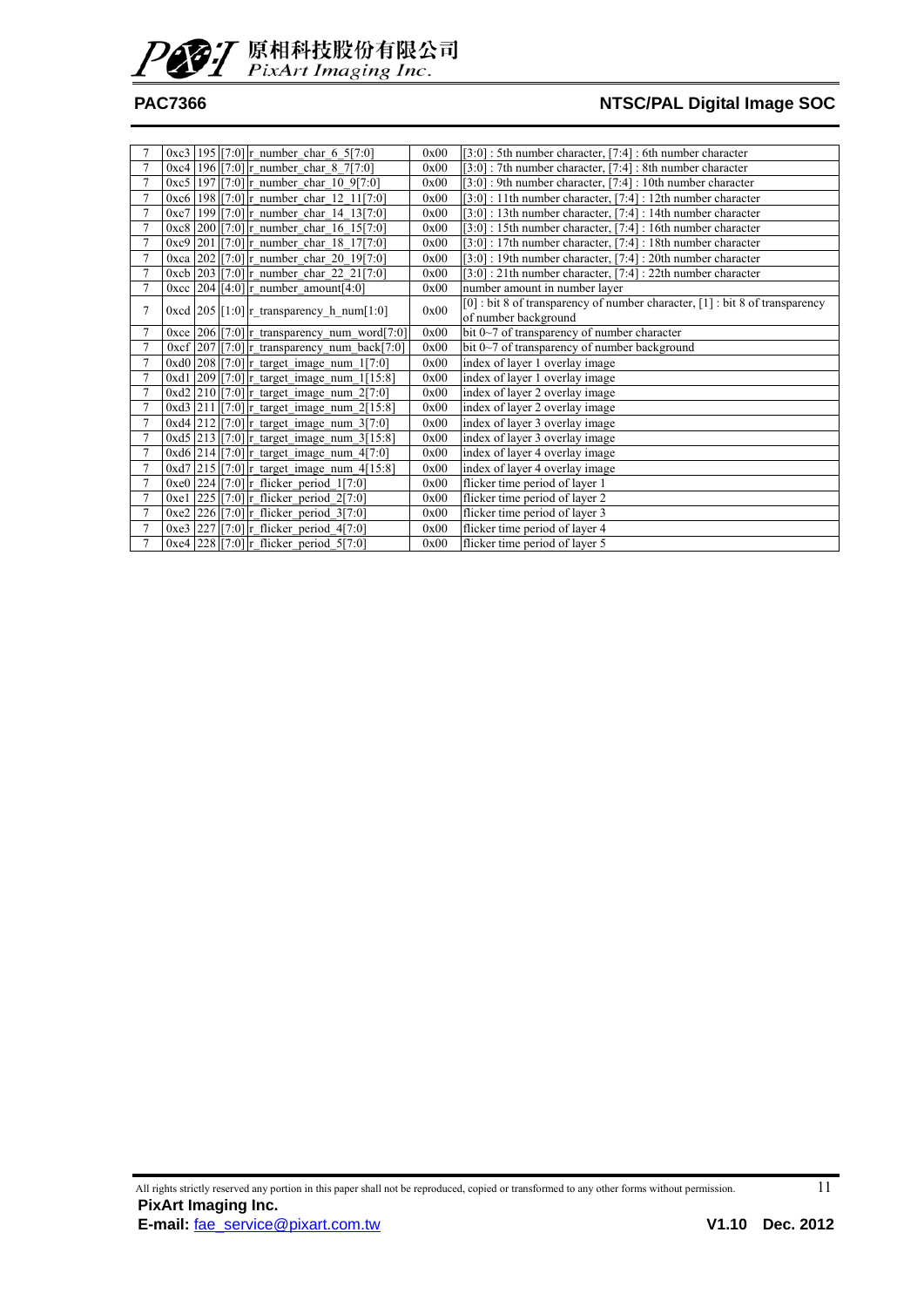| | | | | | | |
|---|---|---|---|---|---|---|
| 7 | 0xc3 | 195 | [7:0] | r_number_char_6_5[7:0] | 0x00 | [3:0] : 5th number character, [7:4] : 6th number character |
| 7 | 0xc4 | 196 | [7:0] | r_number_char_8_7[7:0] | 0x00 | [3:0] : 7th number character, [7:4] : 8th number character |
| 7 | 0xc5 | 197 | [7:0] | r_number_char_10_9[7:0] | 0x00 | [3:0] : 9th number character, [7:4] : 10th number character |
| 7 | 0xc6 | 198 | [7:0] | r_number_char_12_11[7:0] | 0x00 | [3:0] : 11th number character, [7:4] : 12th number character |
| 7 | 0xc7 | 199 | [7:0] | r_number_char_14_13[7:0] | 0x00 | [3:0] : 13th number character, [7:4] : 14th number character |
| 7 | 0xc8 | 200 | [7:0] | r_number_char_16_15[7:0] | 0x00 | [3:0] : 15th number character, [7:4] : 16th number character |
| 7 | 0xc9 | 201 | [7:0] | r_number_char_18_17[7:0] | 0x00 | [3:0] : 17th number character, [7:4] : 18th number character |
| 7 | 0xca | 202 | [7:0] | r_number_char_20_19[7:0] | 0x00 | [3:0] : 19th number character, [7:4] : 20th number character |
| 7 | 0xcb | 203 | [7:0] | r_number_char_22_21[7:0] | 0x00 | [3:0] : 21th number character, [7:4] : 22th number character |
| 7 | 0xcc | 204 | [4:0] | r_number_amount[4:0] | 0x00 | number amount in number layer |
| 7 | 0xcd | 205 | [1:0] | r_transparency_h_num[1:0] | 0x00 | [0] : bit 8 of transparency of number character, [1] : bit 8 of transparency of number background |
| 7 | 0xce | 206 | [7:0] | r_transparency_num_word[7:0] | 0x00 | bit 0~7 of transparency of number character |
| 7 | 0xcf | 207 | [7:0] | r_transparency_num_back[7:0] | 0x00 | bit 0~7 of transparency of number background |
| 7 | 0xd0 | 208 | [7:0] | r_target_image_num_1[7:0] | 0x00 | index of layer 1 overlay image |
| 7 | 0xd1 | 209 | [7:0] | r_target_image_num_1[15:8] | 0x00 | index of layer 1 overlay image |
| 7 | 0xd2 | 210 | [7:0] | r_target_image_num_2[7:0] | 0x00 | index of layer 2 overlay image |
| 7 | 0xd3 | 211 | [7:0] | r_target_image_num_2[15:8] | 0x00 | index of layer 2 overlay image |
| 7 | 0xd4 | 212 | [7:0] | r_target_image_num_3[7:0] | 0x00 | index of layer 3 overlay image |
| 7 | 0xd5 | 213 | [7:0] | r_target_image_num_3[15:8] | 0x00 | index of layer 3 overlay image |
| 7 | 0xd6 | 214 | [7:0] | r_target_image_num_4[7:0] | 0x00 | index of layer 4 overlay image |
| 7 | 0xd7 | 215 | [7:0] | r_target_image_num_4[15:8] | 0x00 | index of layer 4 overlay image |
| 7 | 0xe0 | 224 | [7:0] | r_flicker_period_1[7:0] | 0x00 | flicker time period of layer 1 |
| 7 | 0xe1 | 225 | [7:0] | r_flicker_period_2[7:0] | 0x00 | flicker time period of layer 2 |
| 7 | 0xe2 | 226 | [7:0] | r_flicker_period_3[7:0] | 0x00 | flicker time period of layer 3 |
| 7 | 0xe3 | 227 | [7:0] | r_flicker_period_4[7:0] | 0x00 | flicker time period of layer 4 |
| 7 | 0xe4 | 228 | [7:0] | r_flicker_period_5[7:0] | 0x00 | flicker time period of layer 5 |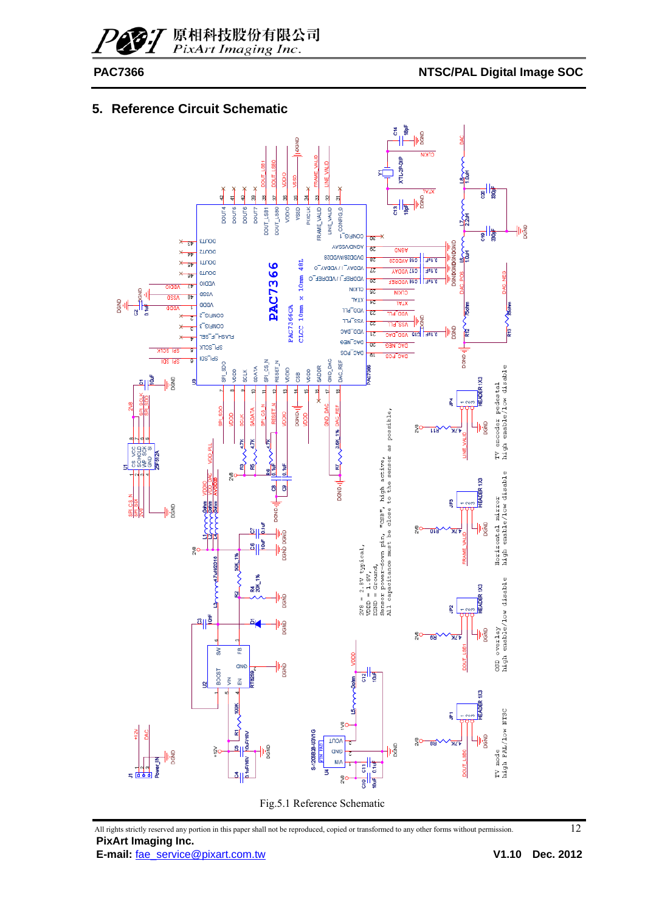## 5. Reference Circuit Schematic

Fig.5.1 Reference Schematic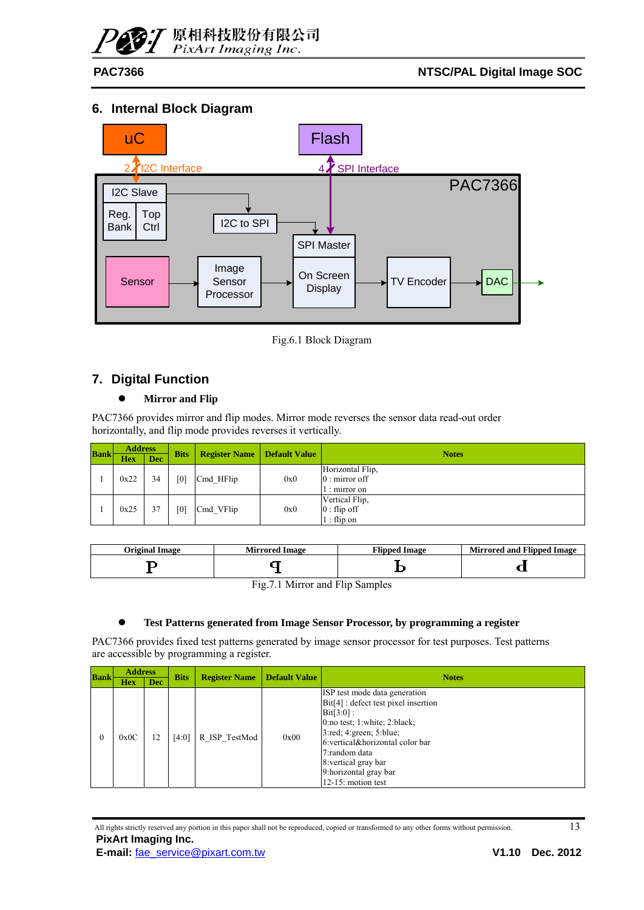## 6. Internal Block Diagram

Fig.6.1 Block Diagram

## 7. Digital Function

- **Mirror and Flip**

PAC7366 provides mirror and flip modes. Mirror mode reverses the sensor data read-out order horizontally, and flip mode provides reverses it vertically.

| Bank | Address | | Bits | Register Name | Default Value | Notes |
|---|---|---|---|---|---|---|
| | Hex | Dec | | | | |
| 1 | 0x22 | 34 | [0] | Cmd_HFlip | 0x0 | Horizontal Flip,<br>0 : mirror off<br>1 : mirror on |
| 1 | 0x25 | 37 | [0] | Cmd_VFlip | 0x0 | Vertical Flip,<br>0 : flip off<br>1 : flip on |

| Original Image | Mirrored Image | Flipped Image | Mirrored and Flipped Image |
|---|---|---|---|
| P | ꟼ | b | d |

Fig.7.1 Mirror and Flip Samples

- **Test Patterns generated from Image Sensor Processor, by programming a register**

PAC7366 provides fixed test patterns generated by image sensor processor for test purposes. Test patterns are accessible by programming a register.

| Bank | Address | | Bits | Register Name | Default Value | Notes |
|---|---|---|---|---|---|---|
| | Hex | Dec | | | | |
| 0 | 0x0C | 12 | [4:0] | R_ISP_TestMod | 0x00 | ISP test mode data generation<br>Bit[4] : defect test pixel insertion<br>Bit[3:0] :<br>0:no test; 1:white; 2:black;<br>3:red; 4:green; 5:blue;<br>6:vertical&horizontal color bar<br>7:random data<br>8:vertical gray bar<br>9:horizontal gray bar<br>12-15: motion test |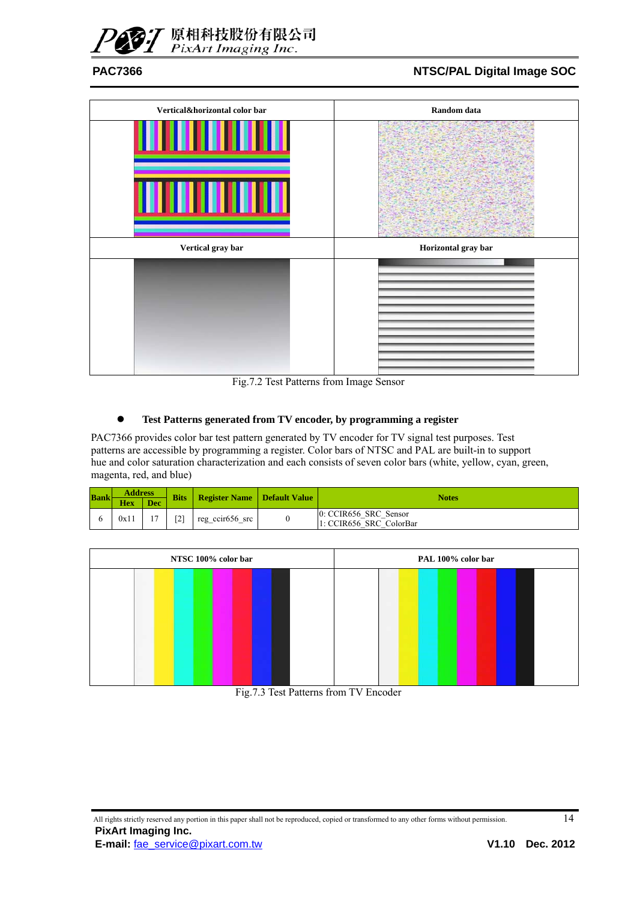| Vertical&horizontal color bar | Random data |
|---|---|
| Vertical gray bar | Horizontal gray bar |

Fig.7.2 Test Patterns from Image Sensor

- **Test Patterns generated from TV encoder, by programming a register**

PAC7366 provides color bar test pattern generated by TV encoder for TV signal test purposes. Test patterns are accessible by programming a register. Color bars of NTSC and PAL are built-in to support hue and color saturation characterization and each consists of seven color bars (white, yellow, cyan, green, magenta, red, and blue)

| Bank | Address | | Bits | Register Name | Default Value | Notes |
|---|---|---|---|---|---|---|
| | Hex | Dec | | | | |
| 6 | 0x11 | 17 | [2] | reg_ccir656_src | 0 | 0: CCIR656_SRC_Sensor<br>1: CCIR656_SRC_ColorBar |

| NTSC 100% color bar | PAL 100% color bar |
|---|---|

Fig.7.3 Test Patterns from TV Encoder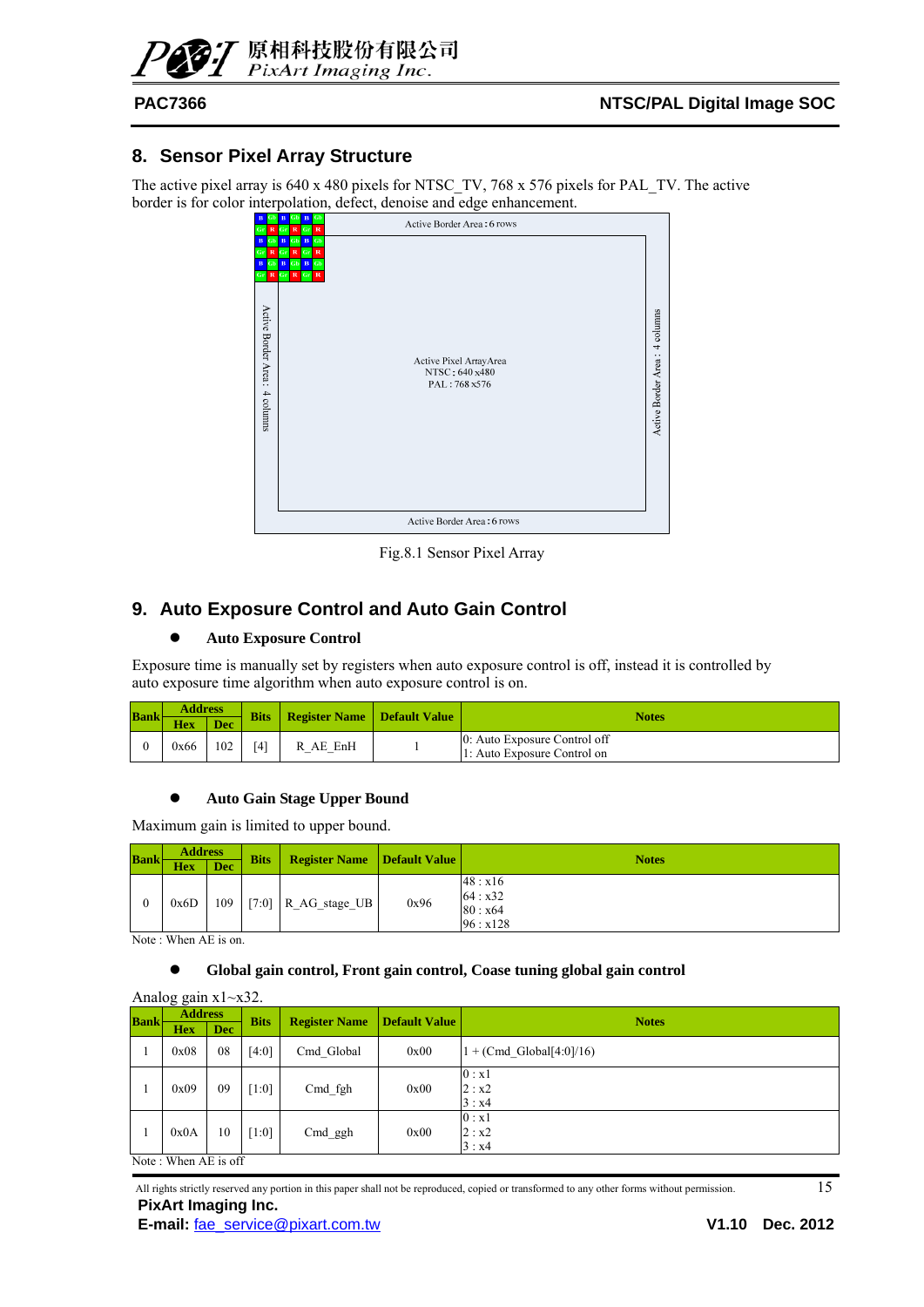## 8. Sensor Pixel Array Structure

The active pixel array is 640 x 480 pixels for NTSC_TV, 768 x 576 pixels for PAL_TV. The active border is for color interpolation, defect, denoise and edge enhancement.

Active Border Area : 6 rows

Active Border Area : 4 columns

Active Pixel ArrayArea
NTSC : 640 x480
PAL : 768 x576

Active Border Area : 4 columns

Active Border Area : 6 rows

Fig.8.1 Sensor Pixel Array

## 9. Auto Exposure Control and Auto Gain Control

- **Auto Exposure Control**

Exposure time is manually set by registers when auto exposure control is off, instead it is controlled by auto exposure time algorithm when auto exposure control is on.

| Bank | Address | | Bits | Register Name | Default Value | Notes |
|---|---|---|---|---|---|---|
| | Hex | Dec | | | | |
| 0 | 0x66 | 102 | [4] | R_AE_EnH | 1 | 0: Auto Exposure Control off<br>1: Auto Exposure Control on |

- **Auto Gain Stage Upper Bound**

Maximum gain is limited to upper bound.

| Bank | Address | | Bits | Register Name | Default Value | Notes |
|---|---|---|---|---|---|---|
| | Hex | Dec | | | | |
| 0 | 0x6D | 109 | [7:0] | R_AG_stage_UB | 0x96 | 48 : x16<br>64 : x32<br>80 : x64<br>96 : x128 |

Note : When AE is on.

- **Global gain control, Front gain control, Coase tuning global gain control**

Analog gain x1~x32.

| Bank | Address | | Bits | Register Name | Default Value | Notes |
|---|---|---|---|---|---|---|
| | Hex | Dec | | | | |
| 1 | 0x08 | 08 | [4:0] | Cmd_Global | 0x00 | 1 + (Cmd_Global[4:0]/16) |
| 1 | 0x09 | 09 | [1:0] | Cmd_fgh | 0x00 | 0 : x1<br>2 : x2<br>3 : x4 |
| 1 | 0x0A | 10 | [1:0] | Cmd_ggh | 0x00 | 0 : x1<br>2 : x2<br>3 : x4 |

Note : When AE is off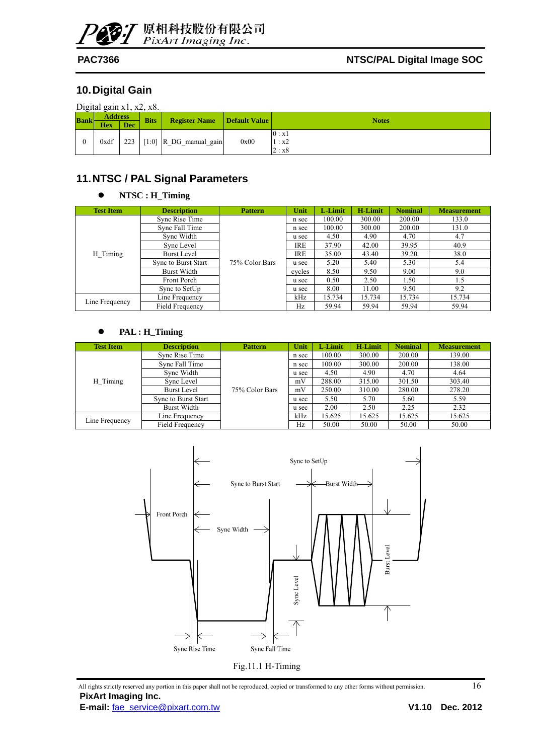## 10. Digital Gain

Digital gain x1, x2, x8.

| Bank | Address | | Bits | Register Name | Default Value | Notes |
|---|---|---|---|---|---|---|
| | Hex | Dec | | | | |
| 0 | 0xdf | 223 | [1:0] | R_DG_manual_gain | 0x00 | 0 : x1<br>1 : x2<br>2 : x8 |

## 11. NTSC / PAL Signal Parameters

- **NTSC : H_Timing**

| Test Item | Description | Pattern | Unit | L-Limit | H-Limit | Nominal | Measurement |
|---|---|---|---|---|---|---|---|
| H_Timing | Sync Rise Time | 75% Color Bars | n sec | 100.00 | 300.00 | 200.00 | 133.0 |
| | Sync Fall Time | | n sec | 100.00 | 300.00 | 200.00 | 131.0 |
| | Sync Width | | u sec | 4.50 | 4.90 | 4.70 | 4.7 |
| | Sync Level | | IRE | 37.90 | 42.00 | 39.95 | 40.9 |
| | Burst Level | | IRE | 35.00 | 43.40 | 39.20 | 38.0 |
| | Sync to Burst Start | | u sec | 5.20 | 5.40 | 5.30 | 5.4 |
| | Burst Width | | cycles | 8.50 | 9.50 | 9.00 | 9.0 |
| | Front Porch | | u sec | 0.50 | 2.50 | 1.50 | 1.5 |
| | Sync to SetUp | | u sec | 8.00 | 11.00 | 9.50 | 9.2 |
| Line Frequency | Line Frequency | | kHz | 15.734 | 15.734 | 15.734 | 15.734 |
| | Field Frequency | | Hz | 59.94 | 59.94 | 59.94 | 59.94 |

- **PAL : H_Timing**

| Test Item | Description | Pattern | Unit | L-Limit | H-Limit | Nominal | Measurement |
|---|---|---|---|---|---|---|---|
| H_Timing | Sync Rise Time | 75% Color Bars | n sec | 100.00 | 300.00 | 200.00 | 139.00 |
| | Sync Fall Time | | n sec | 100.00 | 300.00 | 200.00 | 138.00 |
| | Sync Width | | u sec | 4.50 | 4.90 | 4.70 | 4.64 |
| | Sync Level | | mV | 288.00 | 315.00 | 301.50 | 303.40 |
| | Burst Level | | mV | 250.00 | 310.00 | 280.00 | 278.20 |
| | Sync to Burst Start | | u sec | 5.50 | 5.70 | 5.60 | 5.59 |
| | Burst Width | | u sec | 2.00 | 2.50 | 2.25 | 2.32 |
| Line Frequency | Line Frequency | | kHz | 15.625 | 15.625 | 15.625 | 15.625 |
| | Field Frequency | | Hz | 50.00 | 50.00 | 50.00 | 50.00 |

Sync to SetUp, Sync to Burst Start, Burst Width, Front Porch, Sync Width, Burst Level, Sync Level, Sync Rise Time, Sync Fall Time

Fig.11.1 H-Timing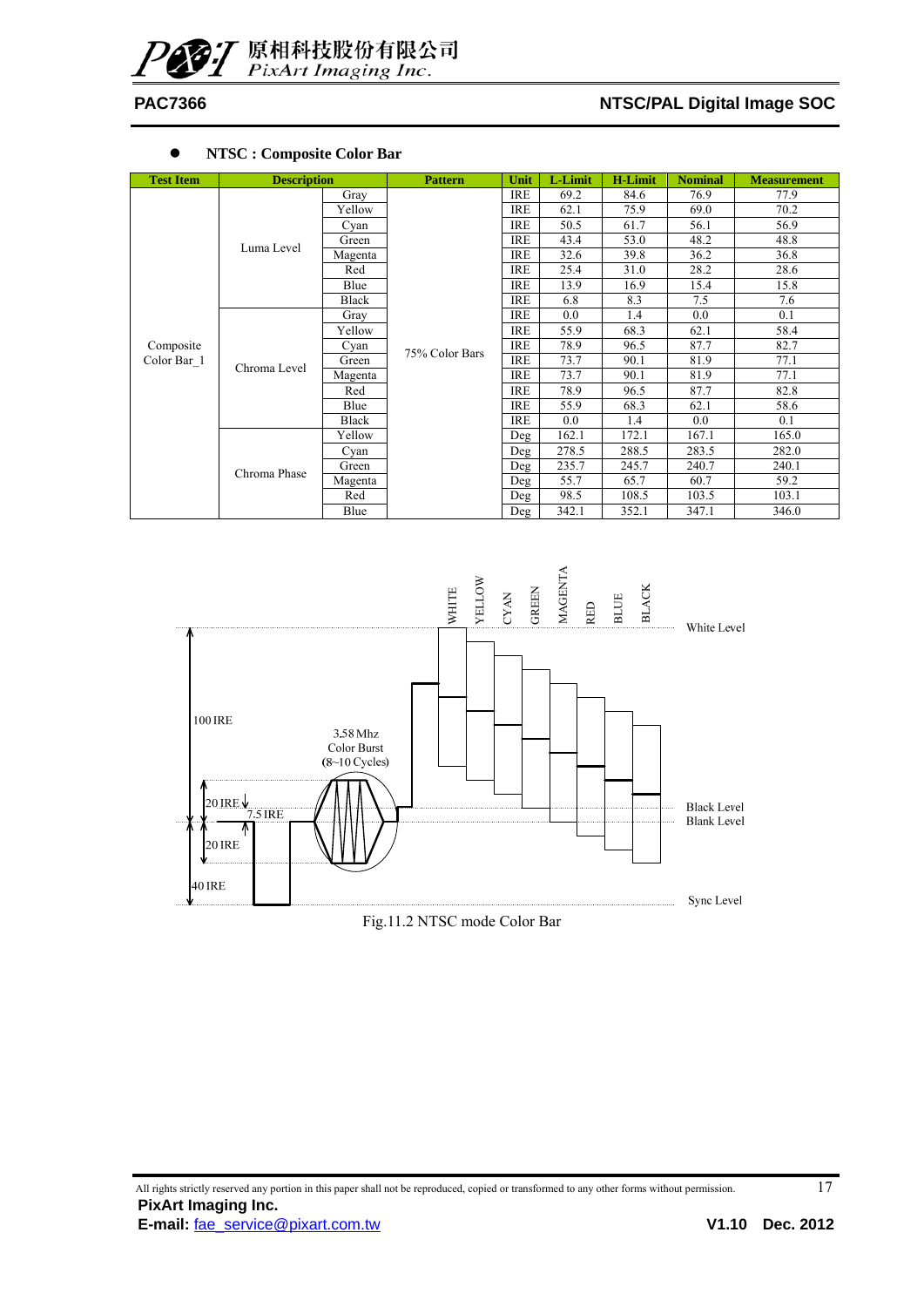- **NTSC : Composite Color Bar**

| Test Item | Description | | Pattern | Unit | L-Limit | H-Limit | Nominal | Measurement |
|---|---|---|---|---|---|---|---|---|
| Composite Color Bar_1 | Luma Level | Gray | 75% Color Bars | IRE | 69.2 | 84.6 | 76.9 | 77.9 |
| | | Yellow | | IRE | 62.1 | 75.9 | 69.0 | 70.2 |
| | | Cyan | | IRE | 50.5 | 61.7 | 56.1 | 56.9 |
| | | Green | | IRE | 43.4 | 53.0 | 48.2 | 48.8 |
| | | Magenta | | IRE | 32.6 | 39.8 | 36.2 | 36.8 |
| | | Red | | IRE | 25.4 | 31.0 | 28.2 | 28.6 |
| | | Blue | | IRE | 13.9 | 16.9 | 15.4 | 15.8 |
| | | Black | | IRE | 6.8 | 8.3 | 7.5 | 7.6 |
| | Chroma Level | Gray | | IRE | 0.0 | 1.4 | 0.0 | 0.1 |
| | | Yellow | | IRE | 55.9 | 68.3 | 62.1 | 58.4 |
| | | Cyan | | IRE | 78.9 | 96.5 | 87.7 | 82.7 |
| | | Green | | IRE | 73.7 | 90.1 | 81.9 | 77.1 |
| | | Magenta | | IRE | 73.7 | 90.1 | 81.9 | 77.1 |
| | | Red | | IRE | 78.9 | 96.5 | 87.7 | 82.8 |
| | | Blue | | IRE | 55.9 | 68.3 | 62.1 | 58.6 |
| | | Black | | IRE | 0.0 | 1.4 | 0.0 | 0.1 |
| | Chroma Phase | Yellow | | Deg | 162.1 | 172.1 | 167.1 | 165.0 |
| | | Cyan | | Deg | 278.5 | 288.5 | 283.5 | 282.0 |
| | | Green | | Deg | 235.7 | 245.7 | 240.7 | 240.1 |
| | | Magenta | | Deg | 55.7 | 65.7 | 60.7 | 59.2 |
| | | Red | | Deg | 98.5 | 108.5 | 103.5 | 103.1 |
| | | Blue | | Deg | 342.1 | 352.1 | 347.1 | 346.0 |

Fig.11.2 NTSC mode Color Bar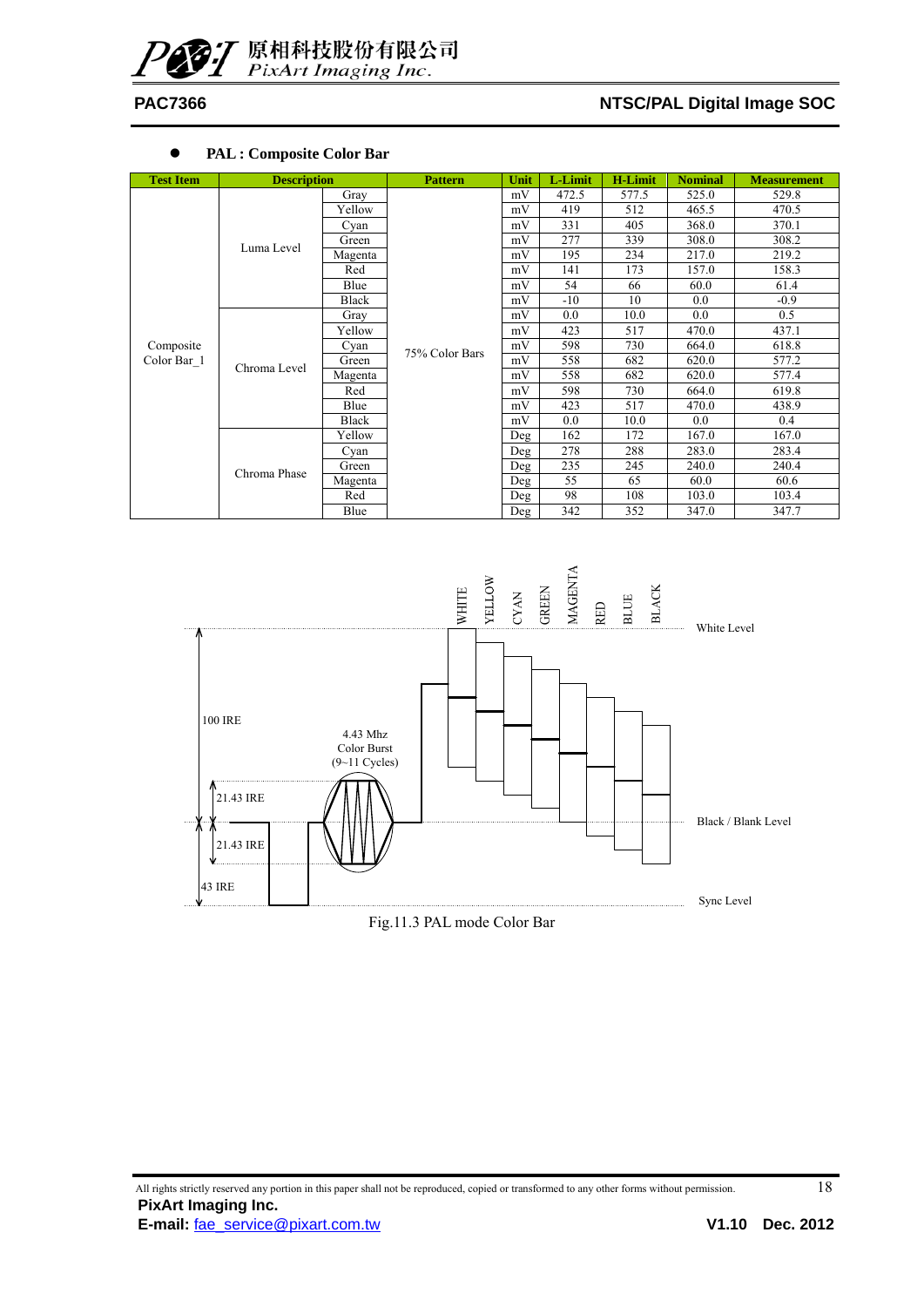- **PAL : Composite Color Bar**

| Test Item | Description | | Pattern | Unit | L-Limit | H-Limit | Nominal | Measurement |
|---|---|---|---|---|---|---|---|---|
| Composite Color Bar_1 | Luma Level | Gray | 75% Color Bars | mV | 472.5 | 577.5 | 525.0 | 529.8 |
| | | Yellow | | mV | 419 | 512 | 465.5 | 470.5 |
| | | Cyan | | mV | 331 | 405 | 368.0 | 370.1 |
| | | Green | | mV | 277 | 339 | 308.0 | 308.2 |
| | | Magenta | | mV | 195 | 234 | 217.0 | 219.2 |
| | | Red | | mV | 141 | 173 | 157.0 | 158.3 |
| | | Blue | | mV | 54 | 66 | 60.0 | 61.4 |
| | | Black | | mV | -10 | 10 | 0.0 | -0.9 |
| | Chroma Level | Gray | | mV | 0.0 | 10.0 | 0.0 | 0.5 |
| | | Yellow | | mV | 423 | 517 | 470.0 | 437.1 |
| | | Cyan | | mV | 598 | 730 | 664.0 | 618.8 |
| | | Green | | mV | 558 | 682 | 620.0 | 577.2 |
| | | Magenta | | mV | 558 | 682 | 620.0 | 577.4 |
| | | Red | | mV | 598 | 730 | 664.0 | 619.8 |
| | | Blue | | mV | 423 | 517 | 470.0 | 438.9 |
| | | Black | | mV | 0.0 | 10.0 | 0.0 | 0.4 |
| | Chroma Phase | Yellow | | Deg | 162 | 172 | 167.0 | 167.0 |
| | | Cyan | | Deg | 278 | 288 | 283.0 | 283.4 |
| | | Green | | Deg | 235 | 245 | 240.0 | 240.4 |
| | | Magenta | | Deg | 55 | 65 | 60.0 | 60.6 |
| | | Red | | Deg | 98 | 108 | 103.0 | 103.4 |
| | | Blue | | Deg | 342 | 352 | 347.0 | 347.7 |

Fig.11.3 PAL mode Color Bar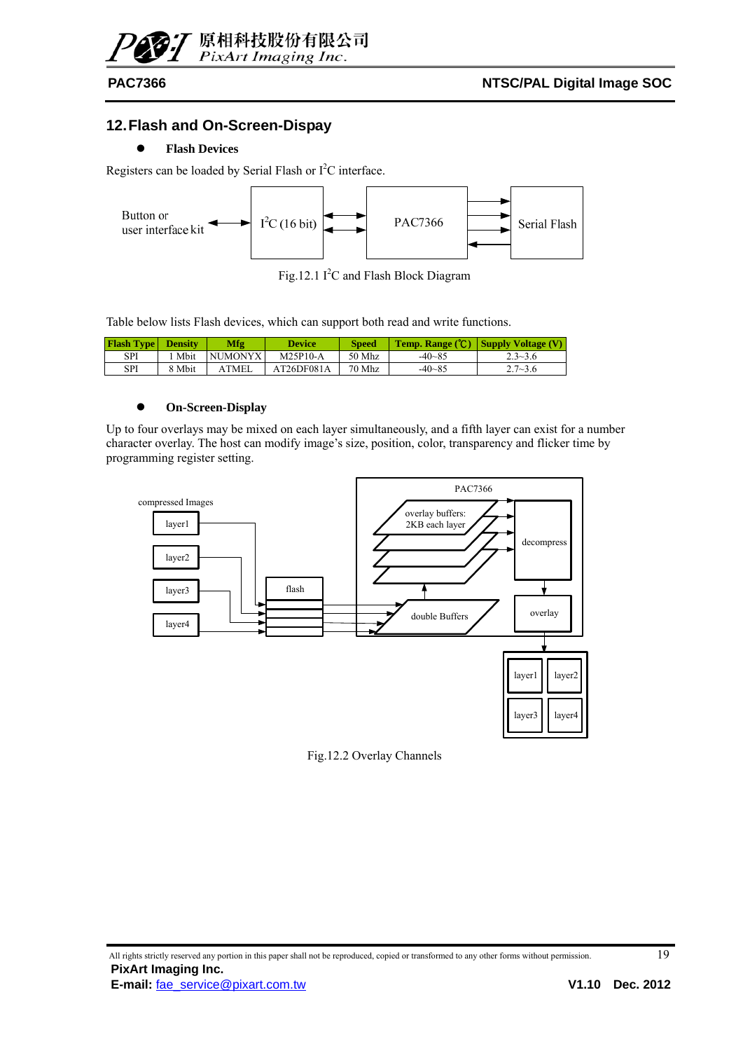## 12. Flash and On-Screen-Dispay

- **Flash Devices**

Registers can be loaded by Serial Flash or $I^2C$ interface.

Fig.12.1 $I^2C$ and Flash Block Diagram

Table below lists Flash devices, which can support both read and write functions.

| Flash Type | Density | Mfg | Device | Speed | Temp. Range (℃) | Supply Voltage (V) |
|---|---|---|---|---|---|---|
| SPI | 1 Mbit | NUMONYX | M25P10-A | 50 Mhz | -40~85 | 2.3~3.6 |
| SPI | 8 Mbit | ATMEL | AT26DF081A | 70 Mhz | -40~85 | 2.7~3.6 |

- **On-Screen-Display**

Up to four overlays may be mixed on each layer simultaneously, and a fifth layer can exist for a number character overlay. The host can modify image's size, position, color, transparency and flicker time by programming register setting.

Fig.12.2 Overlay Channels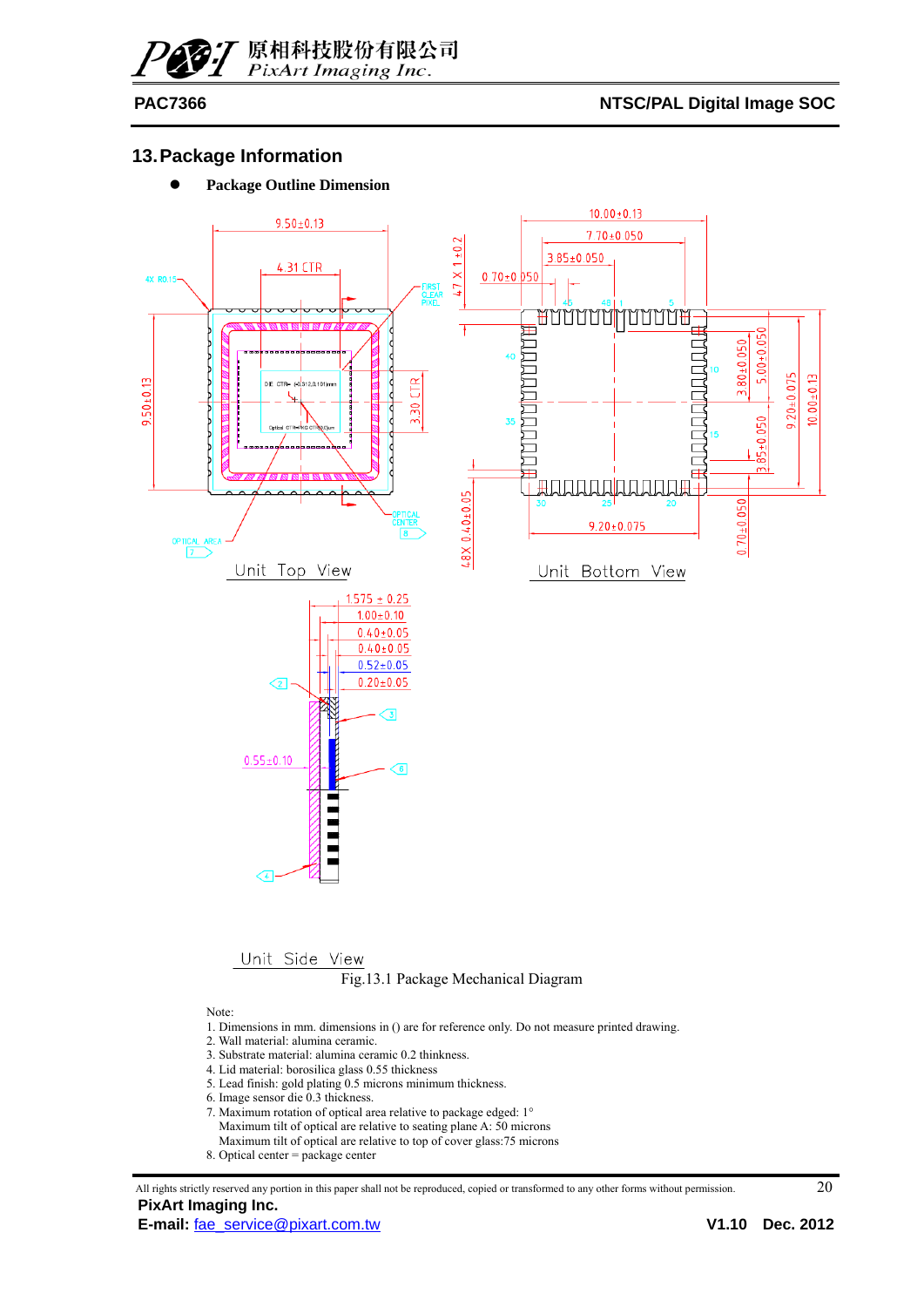## 13. Package Information

- **Package Outline Dimension**

Fig.13.1 Package Mechanical Diagram

Note:

1. Dimensions in mm. dimensions in () are for reference only. Do not measure printed drawing.
2. Wall material: alumina ceramic.
3. Substrate material: alumina ceramic 0.2 thinkness.
4. Lid material: borosilica glass 0.55 thickness
5. Lead finish: gold plating 0.5 microns minimum thickness.
6. Image sensor die 0.3 thickness.
7. Maximum rotation of optical area relative to package edged: 1°
   Maximum tilt of optical area relative to seating plane A: 50 microns
   Maximum tilt of optical are relative to top of cover glass:75 microns
8. Optical center = package center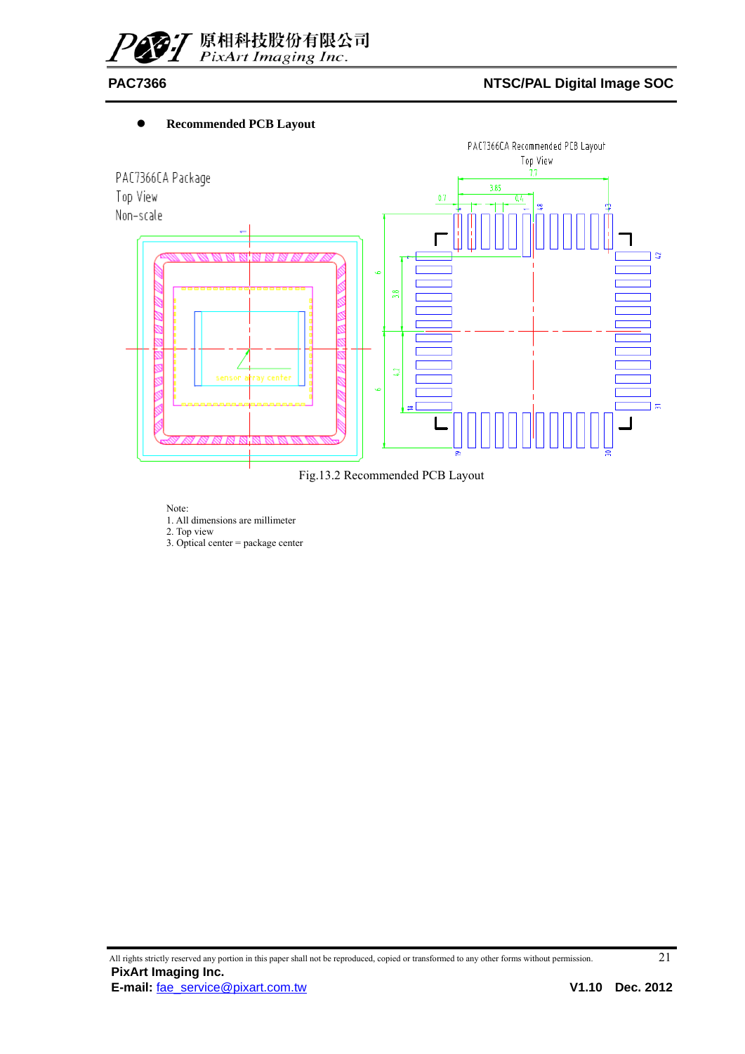- **Recommended PCB Layout**

Fig.13.2 Recommended PCB Layout

Note:
1. All dimensions are millimeter
2. Top view
3. Optical center = package center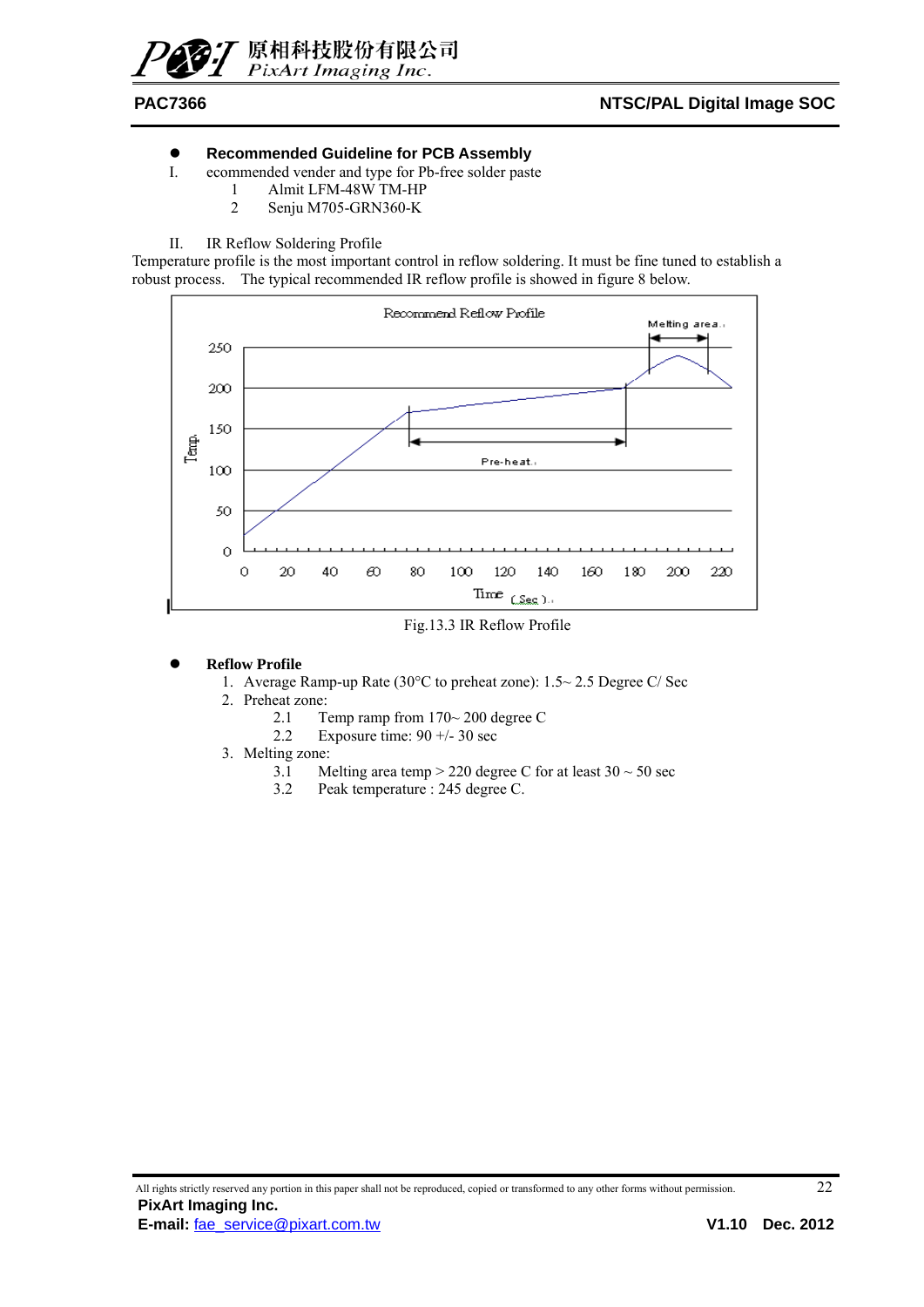- **Recommended Guideline for PCB Assembly**

I. ecommended vender and type for Pb-free solder paste

1. Almit LFM-48W TM-HP
2. Senju M705-GRN360-K

II. IR Reflow Soldering Profile

Temperature profile is the most important control in reflow soldering. It must be fine tuned to establish a robust process. The typical recommended IR reflow profile is showed in figure 8 below.

Fig.13.3 IR Reflow Profile

- **Reflow Profile**
  1. Average Ramp-up Rate (30°C to preheat zone): 1.5~ 2.5 Degree C/ Sec
  2. Preheat zone:
     - 2.1 Temp ramp from 170~ 200 degree C
     - 2.2 Exposure time: 90 +/- 30 sec
  3. Melting zone:
     - 3.1 Melting area temp > 220 degree C for at least 30 ~ 50 sec
     - 3.2 Peak temperature : 245 degree C.

All rights strictly reserved any portion in this paper shall not be reproduced, copied or transformed to any other forms without permission.

**PixArt Imaging Inc.**
**E-mail:** fae_service@pixart.com.tw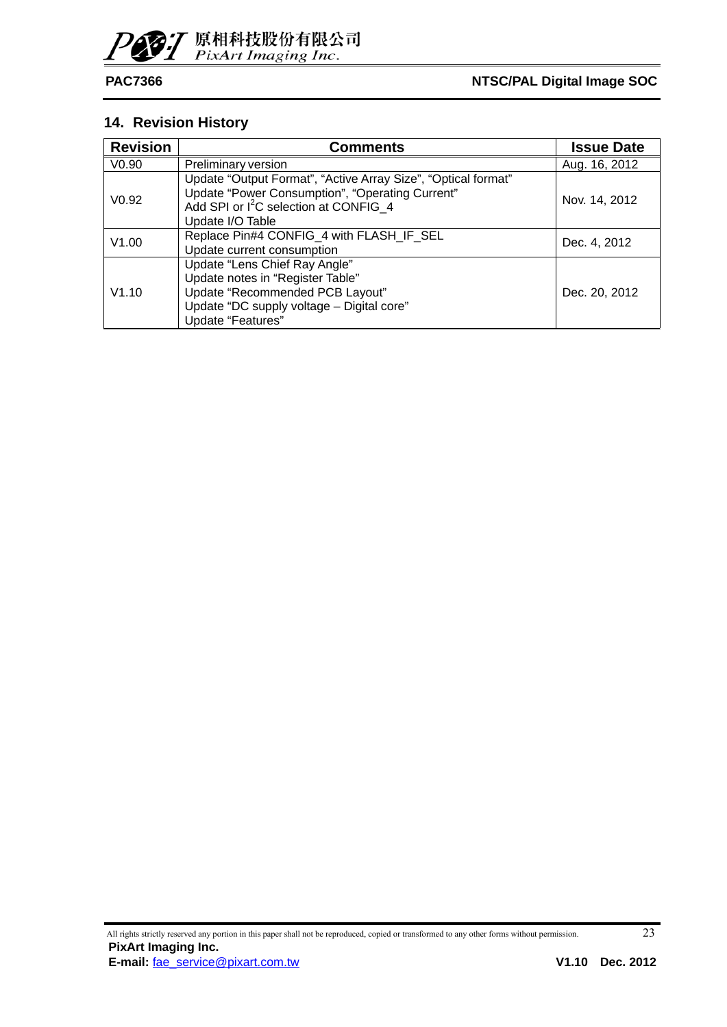## 14. Revision History

| Revision | Comments | Issue Date |
|---|---|---|
| V0.90 | Preliminary version | Aug. 16, 2012 |
| V0.92 | Update "Output Format", "Active Array Size", "Optical format"<br>Update "Power Consumption", "Operating Current"<br>Add SPI or $I^2C$ selection at CONFIG_4<br>Update I/O Table | Nov. 14, 2012 |
| V1.00 | Replace Pin#4 CONFIG_4 with FLASH_IF_SEL<br>Update current consumption | Dec. 4, 2012 |
| V1.10 | Update "Lens Chief Ray Angle"<br>Update notes in "Register Table"<br>Update "Recommended PCB Layout"<br>Update "DC supply voltage – Digital core"<br>Update "Features" | Dec. 20, 2012 |